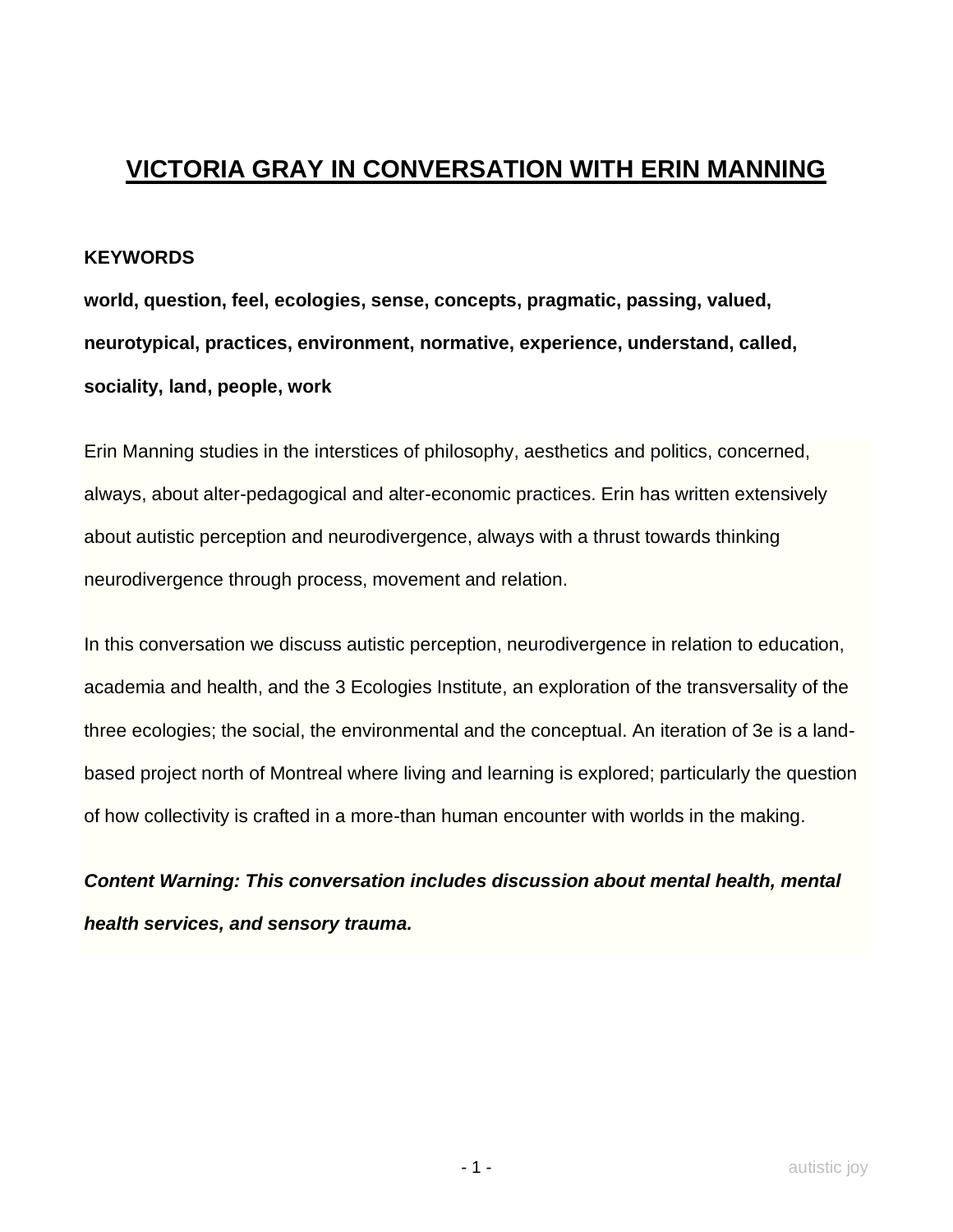# VICTORIA GRAY IN CONVERSATION WITH ERIN MANNING

**KEYWORDS**

**world, question, feel, ecologies, sense, concepts, pragmatic, passing, valued, neurotypical, practices, environment, normative, experience, understand, called, sociality, land, people, work**

Erin Manning studies in the interstices of philosophy, aesthetics and politics, concerned, always, about alter-pedagogical and alter-economic practices. Erin has written extensively about autistic perception and neurodivergence, always with a thrust towards thinking neurodivergence through process, movement and relation.

In this conversation we discuss autistic perception, neurodivergence in relation to education, academia and health, and the 3 Ecologies Institute, an exploration of the transversality of the three ecologies; the social, the environmental and the conceptual. An iteration of 3e is a land-based project north of Montreal where living and learning is explored; particularly the question of how collectivity is crafted in a more-than human encounter with worlds in the making.

***Content Warning: This conversation includes discussion about mental health, mental health services, and sensory trauma.***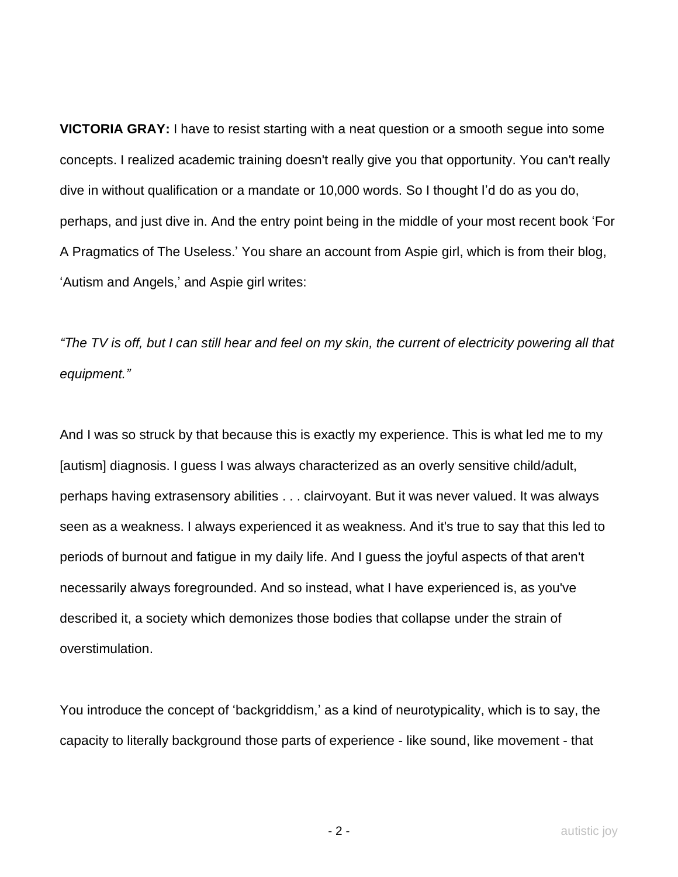**VICTORIA GRAY:** I have to resist starting with a neat question or a smooth segue into some concepts. I realized academic training doesn't really give you that opportunity. You can't really dive in without qualification or a mandate or 10,000 words. So I thought I'd do as you do, perhaps, and just dive in. And the entry point being in the middle of your most recent book 'For A Pragmatics of The Useless.' You share an account from Aspie girl, which is from their blog, 'Autism and Angels,' and Aspie girl writes:

*"The TV is off, but I can still hear and feel on my skin, the current of electricity powering all that equipment."*

And I was so struck by that because this is exactly my experience. This is what led me to my [autism] diagnosis. I guess I was always characterized as an overly sensitive child/adult, perhaps having extrasensory abilities . . . clairvoyant. But it was never valued. It was always seen as a weakness. I always experienced it as weakness. And it's true to say that this led to periods of burnout and fatigue in my daily life. And I guess the joyful aspects of that aren't necessarily always foregrounded. And so instead, what I have experienced is, as you've described it, a society which demonizes those bodies that collapse under the strain of overstimulation.

You introduce the concept of 'backgriddism,' as a kind of neurotypicality, which is to say, the capacity to literally background those parts of experience - like sound, like movement - that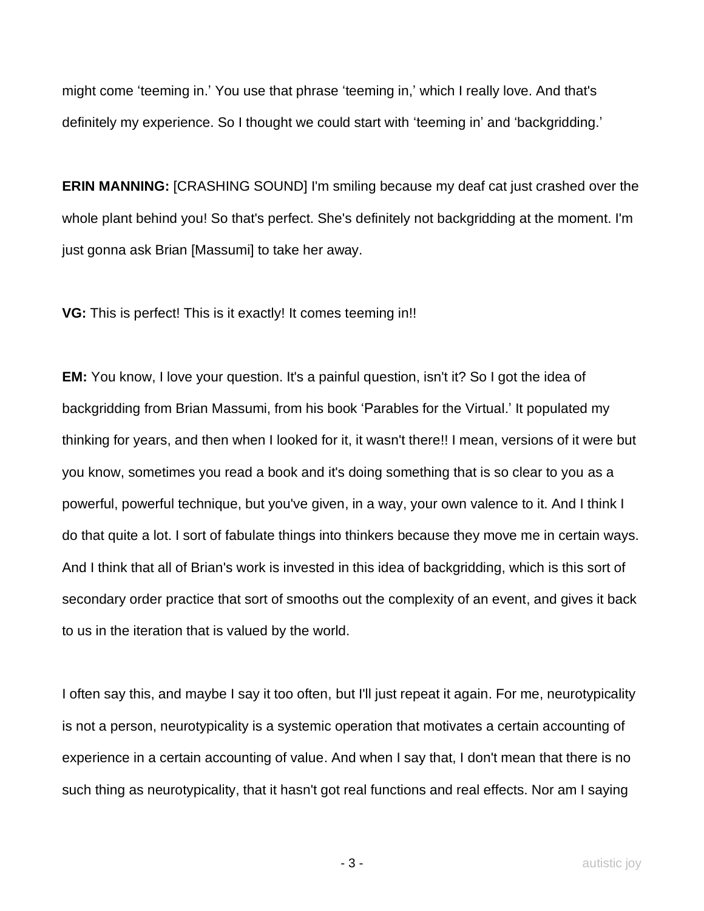might come 'teeming in.' You use that phrase 'teeming in,' which I really love. And that's definitely my experience. So I thought we could start with 'teeming in' and 'backgridding.'

**ERIN MANNING:** [CRASHING SOUND] I'm smiling because my deaf cat just crashed over the whole plant behind you! So that's perfect. She's definitely not backgridding at the moment. I'm just gonna ask Brian [Massumi] to take her away.

**VG:** This is perfect! This is it exactly! It comes teeming in!!

**EM:** You know, I love your question. It's a painful question, isn't it? So I got the idea of backgridding from Brian Massumi, from his book 'Parables for the Virtual.' It populated my thinking for years, and then when I looked for it, it wasn't there!! I mean, versions of it were but you know, sometimes you read a book and it's doing something that is so clear to you as a powerful, powerful technique, but you've given, in a way, your own valence to it. And I think I do that quite a lot. I sort of fabulate things into thinkers because they move me in certain ways. And I think that all of Brian's work is invested in this idea of backgridding, which is this sort of secondary order practice that sort of smooths out the complexity of an event, and gives it back to us in the iteration that is valued by the world.

I often say this, and maybe I say it too often, but I'll just repeat it again. For me, neurotypicality is not a person, neurotypicality is a systemic operation that motivates a certain accounting of experience in a certain accounting of value. And when I say that, I don't mean that there is no such thing as neurotypicality, that it hasn't got real functions and real effects. Nor am I saying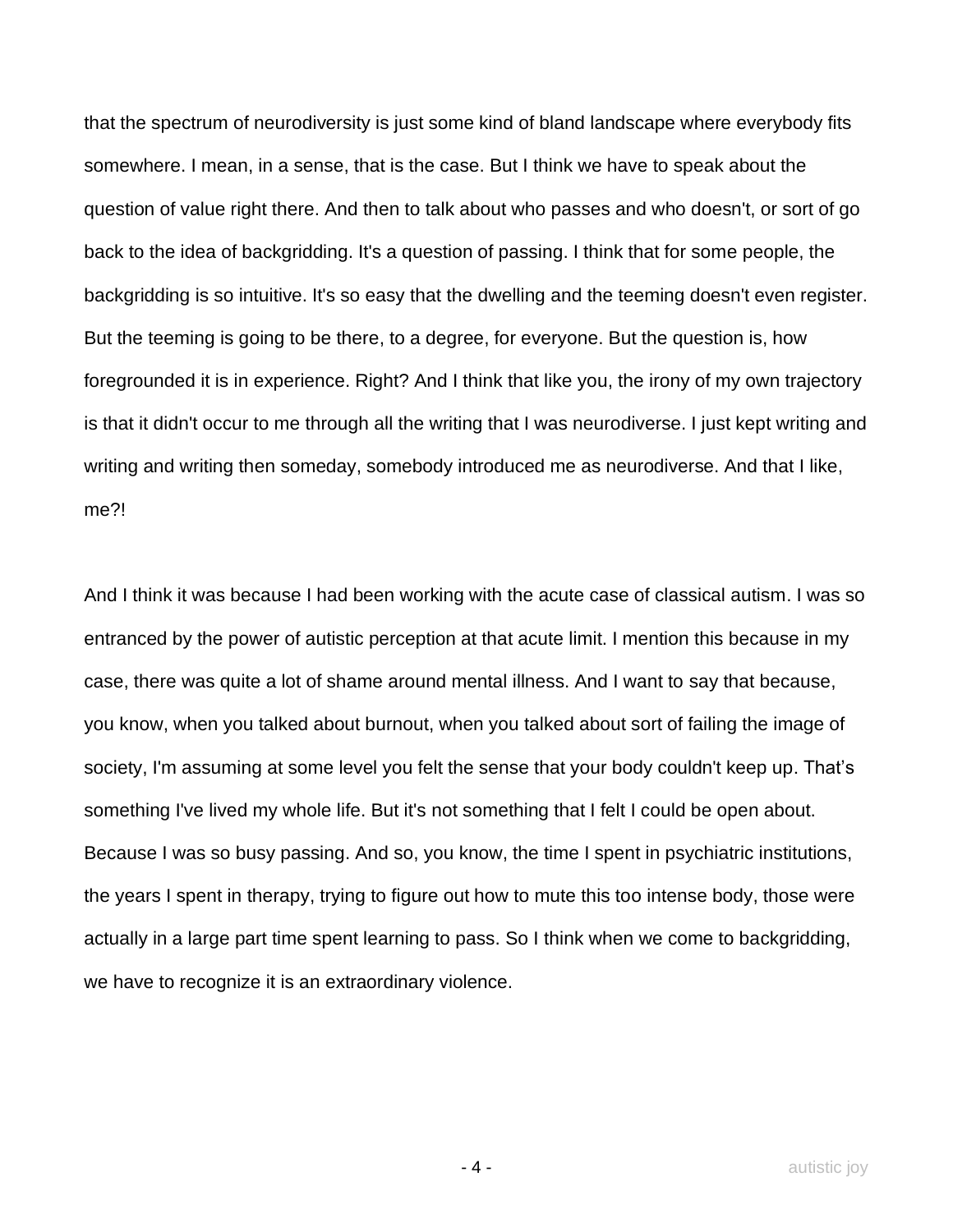that the spectrum of neurodiversity is just some kind of bland landscape where everybody fits somewhere. I mean, in a sense, that is the case. But I think we have to speak about the question of value right there. And then to talk about who passes and who doesn't, or sort of go back to the idea of backgridding. It's a question of passing. I think that for some people, the backgridding is so intuitive. It's so easy that the dwelling and the teeming doesn't even register. But the teeming is going to be there, to a degree, for everyone. But the question is, how foregrounded it is in experience. Right? And I think that like you, the irony of my own trajectory is that it didn't occur to me through all the writing that I was neurodiverse. I just kept writing and writing and writing then someday, somebody introduced me as neurodiverse. And that I like, me?!

And I think it was because I had been working with the acute case of classical autism. I was so entranced by the power of autistic perception at that acute limit. I mention this because in my case, there was quite a lot of shame around mental illness. And I want to say that because, you know, when you talked about burnout, when you talked about sort of failing the image of society, I'm assuming at some level you felt the sense that your body couldn't keep up. That's something I've lived my whole life. But it's not something that I felt I could be open about. Because I was so busy passing. And so, you know, the time I spent in psychiatric institutions, the years I spent in therapy, trying to figure out how to mute this too intense body, those were actually in a large part time spent learning to pass. So I think when we come to backgridding, we have to recognize it is an extraordinary violence.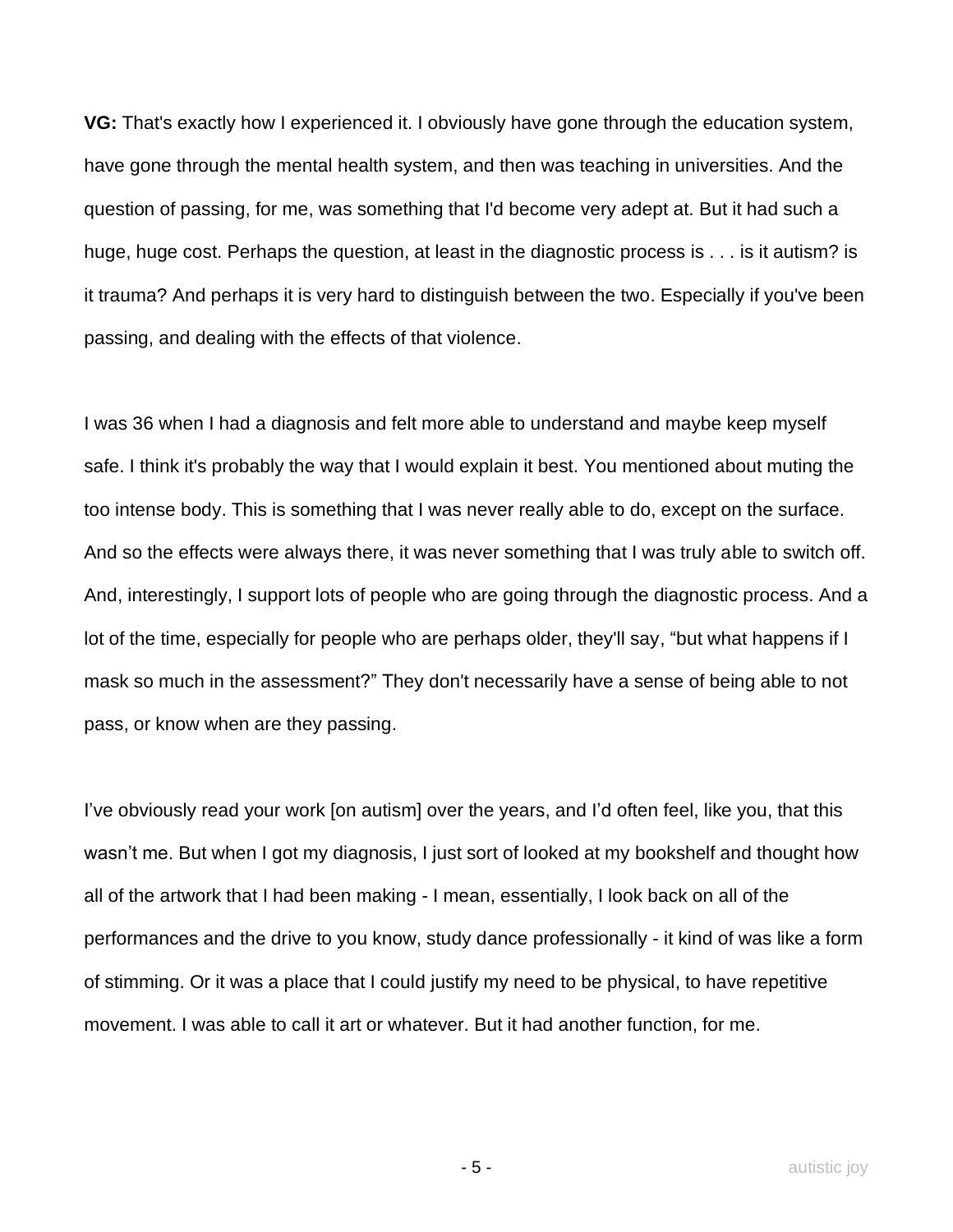**VG:** That's exactly how I experienced it. I obviously have gone through the education system, have gone through the mental health system, and then was teaching in universities. And the question of passing, for me, was something that I'd become very adept at. But it had such a huge, huge cost. Perhaps the question, at least in the diagnostic process is . . . is it autism? is it trauma? And perhaps it is very hard to distinguish between the two. Especially if you've been passing, and dealing with the effects of that violence.

I was 36 when I had a diagnosis and felt more able to understand and maybe keep myself safe. I think it's probably the way that I would explain it best. You mentioned about muting the too intense body. This is something that I was never really able to do, except on the surface. And so the effects were always there, it was never something that I was truly able to switch off. And, interestingly, I support lots of people who are going through the diagnostic process. And a lot of the time, especially for people who are perhaps older, they'll say, "but what happens if I mask so much in the assessment?" They don't necessarily have a sense of being able to not pass, or know when are they passing.

I've obviously read your work [on autism] over the years, and I'd often feel, like you, that this wasn't me. But when I got my diagnosis, I just sort of looked at my bookshelf and thought how all of the artwork that I had been making - I mean, essentially, I look back on all of the performances and the drive to you know, study dance professionally - it kind of was like a form of stimming. Or it was a place that I could justify my need to be physical, to have repetitive movement. I was able to call it art or whatever. But it had another function, for me.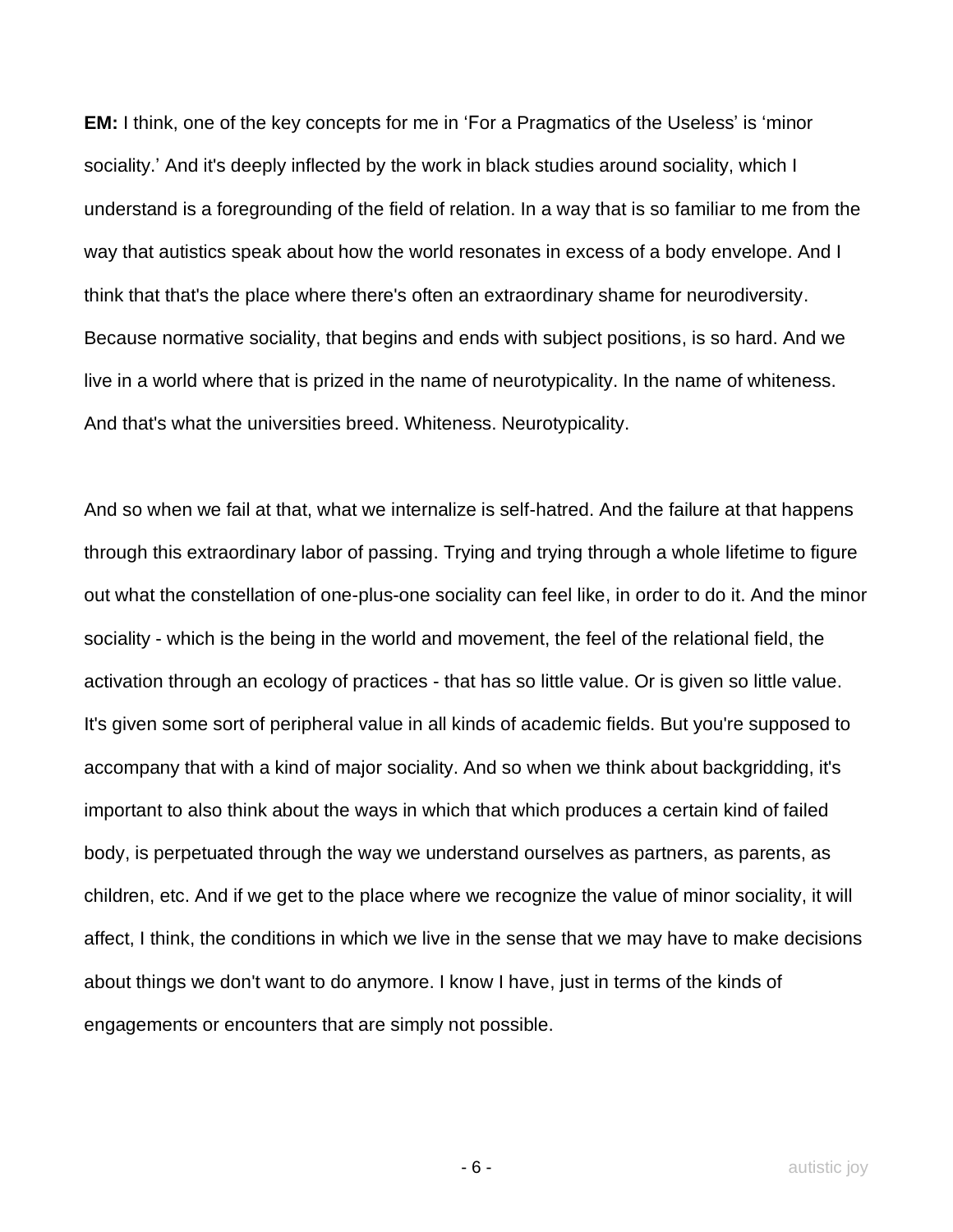**EM:** I think, one of the key concepts for me in 'For a Pragmatics of the Useless' is 'minor sociality.' And it's deeply inflected by the work in black studies around sociality, which I understand is a foregrounding of the field of relation. In a way that is so familiar to me from the way that autistics speak about how the world resonates in excess of a body envelope. And I think that that's the place where there's often an extraordinary shame for neurodiversity. Because normative sociality, that begins and ends with subject positions, is so hard. And we live in a world where that is prized in the name of neurotypicality. In the name of whiteness. And that's what the universities breed. Whiteness. Neurotypicality.

And so when we fail at that, what we internalize is self-hatred. And the failure at that happens through this extraordinary labor of passing. Trying and trying through a whole lifetime to figure out what the constellation of one-plus-one sociality can feel like, in order to do it. And the minor sociality - which is the being in the world and movement, the feel of the relational field, the activation through an ecology of practices - that has so little value. Or is given so little value. It's given some sort of peripheral value in all kinds of academic fields. But you're supposed to accompany that with a kind of major sociality. And so when we think about backgridding, it's important to also think about the ways in which that which produces a certain kind of failed body, is perpetuated through the way we understand ourselves as partners, as parents, as children, etc. And if we get to the place where we recognize the value of minor sociality, it will affect, I think, the conditions in which we live in the sense that we may have to make decisions about things we don't want to do anymore. I know I have, just in terms of the kinds of engagements or encounters that are simply not possible.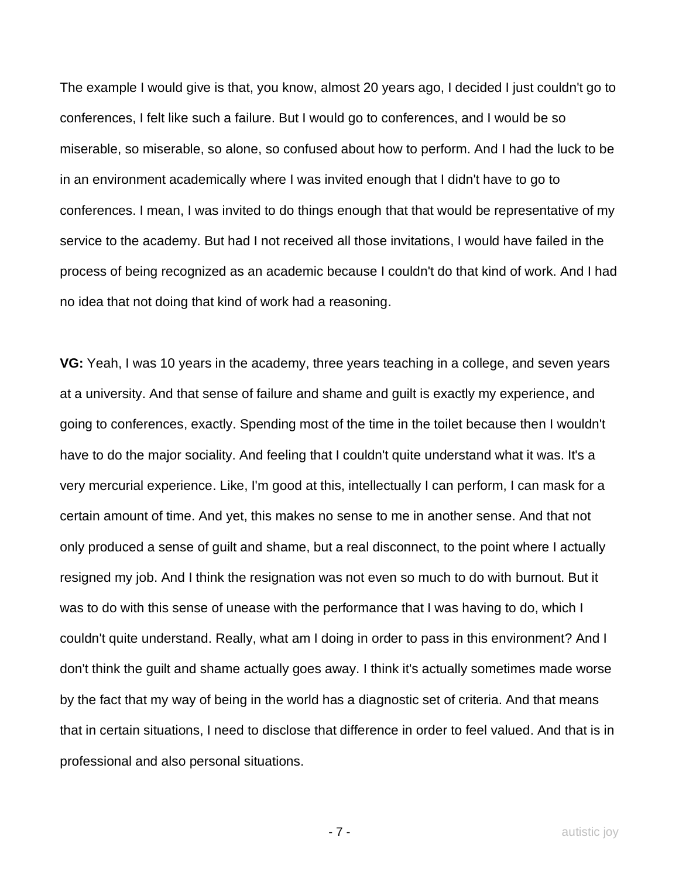The example I would give is that, you know, almost 20 years ago, I decided I just couldn't go to conferences, I felt like such a failure. But I would go to conferences, and I would be so miserable, so miserable, so alone, so confused about how to perform. And I had the luck to be in an environment academically where I was invited enough that I didn't have to go to conferences. I mean, I was invited to do things enough that that would be representative of my service to the academy. But had I not received all those invitations, I would have failed in the process of being recognized as an academic because I couldn't do that kind of work. And I had no idea that not doing that kind of work had a reasoning.

**VG:** Yeah, I was 10 years in the academy, three years teaching in a college, and seven years at a university. And that sense of failure and shame and guilt is exactly my experience, and going to conferences, exactly. Spending most of the time in the toilet because then I wouldn't have to do the major sociality. And feeling that I couldn't quite understand what it was. It's a very mercurial experience. Like, I'm good at this, intellectually I can perform, I can mask for a certain amount of time. And yet, this makes no sense to me in another sense. And that not only produced a sense of guilt and shame, but a real disconnect, to the point where I actually resigned my job. And I think the resignation was not even so much to do with burnout. But it was to do with this sense of unease with the performance that I was having to do, which I couldn't quite understand. Really, what am I doing in order to pass in this environment? And I don't think the guilt and shame actually goes away. I think it's actually sometimes made worse by the fact that my way of being in the world has a diagnostic set of criteria. And that means that in certain situations, I need to disclose that difference in order to feel valued. And that is in professional and also personal situations.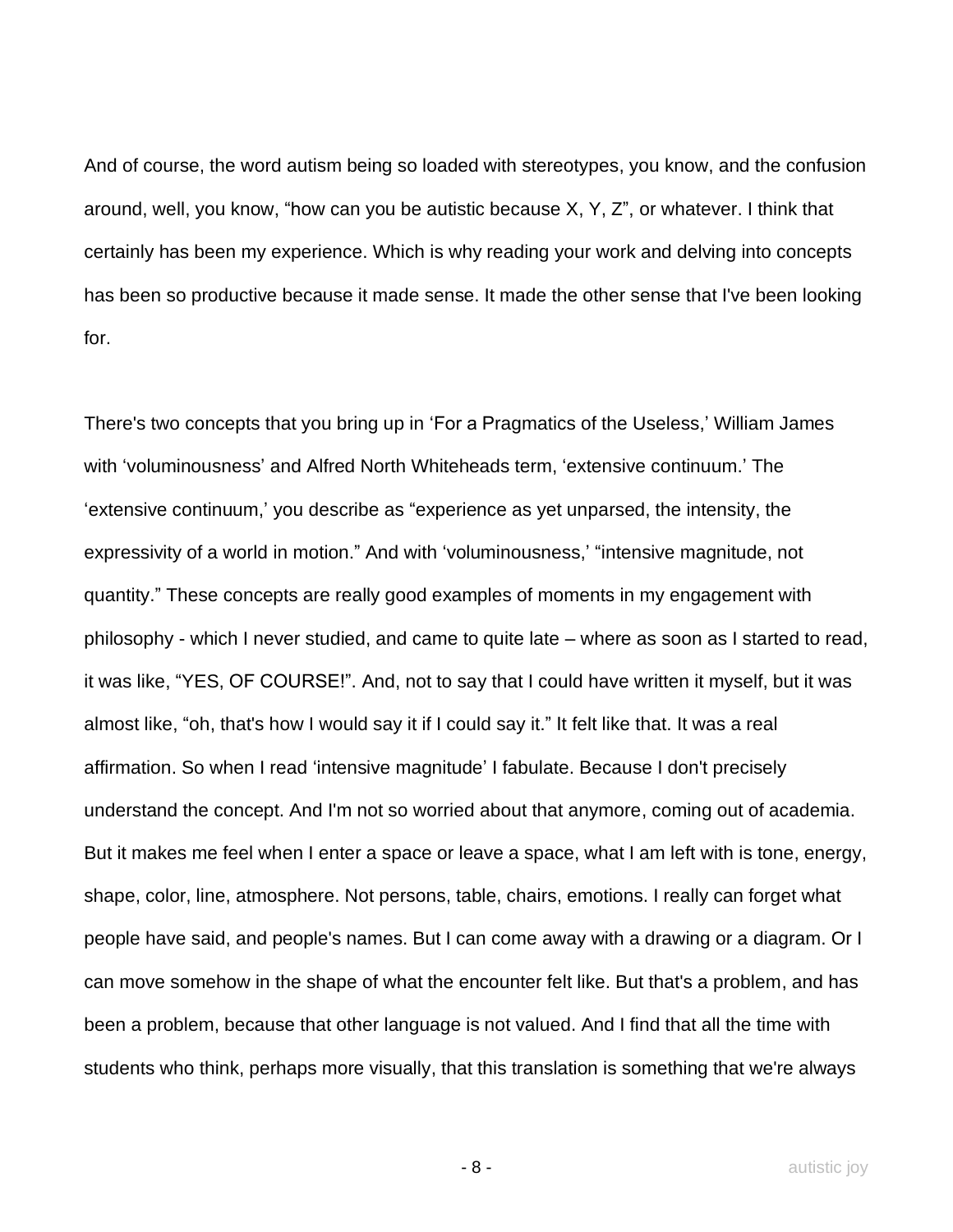And of course, the word autism being so loaded with stereotypes, you know, and the confusion around, well, you know, "how can you be autistic because X, Y, Z", or whatever. I think that certainly has been my experience. Which is why reading your work and delving into concepts has been so productive because it made sense. It made the other sense that I've been looking for.

There's two concepts that you bring up in 'For a Pragmatics of the Useless,' William James with 'voluminousness' and Alfred North Whiteheads term, 'extensive continuum.' The 'extensive continuum,' you describe as "experience as yet unparsed, the intensity, the expressivity of a world in motion." And with 'voluminousness,' "intensive magnitude, not quantity." These concepts are really good examples of moments in my engagement with philosophy - which I never studied, and came to quite late – where as soon as I started to read, it was like, "YES, OF COURSE!". And, not to say that I could have written it myself, but it was almost like, "oh, that's how I would say it if I could say it." It felt like that. It was a real affirmation. So when I read 'intensive magnitude' I fabulate. Because I don't precisely understand the concept. And I'm not so worried about that anymore, coming out of academia. But it makes me feel when I enter a space or leave a space, what I am left with is tone, energy, shape, color, line, atmosphere. Not persons, table, chairs, emotions. I really can forget what people have said, and people's names. But I can come away with a drawing or a diagram. Or I can move somehow in the shape of what the encounter felt like. But that's a problem, and has been a problem, because that other language is not valued. And I find that all the time with students who think, perhaps more visually, that this translation is something that we're always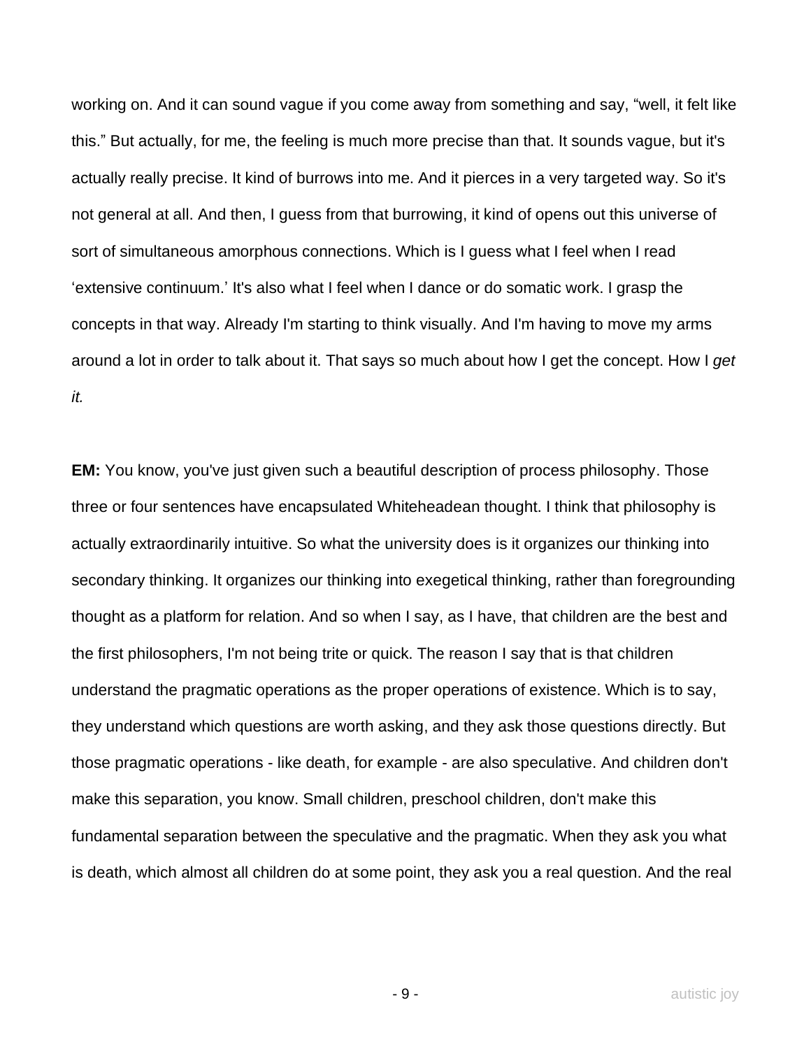working on. And it can sound vague if you come away from something and say, “well, it felt like this.” But actually, for me, the feeling is much more precise than that. It sounds vague, but it's actually really precise. It kind of burrows into me. And it pierces in a very targeted way. So it's not general at all. And then, I guess from that burrowing, it kind of opens out this universe of sort of simultaneous amorphous connections. Which is I guess what I feel when I read ‘extensive continuum.’ It's also what I feel when I dance or do somatic work. I grasp the concepts in that way. Already I'm starting to think visually. And I'm having to move my arms around a lot in order to talk about it. That says so much about how I get the concept. How I *get it.*

**EM:** You know, you've just given such a beautiful description of process philosophy. Those three or four sentences have encapsulated Whiteheadean thought. I think that philosophy is actually extraordinarily intuitive. So what the university does is it organizes our thinking into secondary thinking. It organizes our thinking into exegetical thinking, rather than foregrounding thought as a platform for relation. And so when I say, as I have, that children are the best and the first philosophers, I'm not being trite or quick. The reason I say that is that children understand the pragmatic operations as the proper operations of existence. Which is to say, they understand which questions are worth asking, and they ask those questions directly. But those pragmatic operations - like death, for example - are also speculative. And children don't make this separation, you know. Small children, preschool children, don't make this fundamental separation between the speculative and the pragmatic. When they ask you what is death, which almost all children do at some point, they ask you a real question. And the real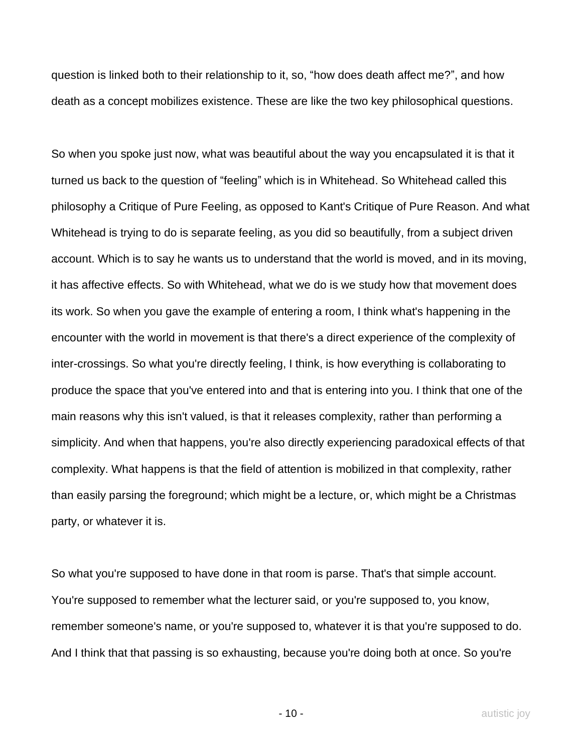question is linked both to their relationship to it, so, "how does death affect me?", and how death as a concept mobilizes existence. These are like the two key philosophical questions.

So when you spoke just now, what was beautiful about the way you encapsulated it is that it turned us back to the question of "feeling" which is in Whitehead. So Whitehead called this philosophy a Critique of Pure Feeling, as opposed to Kant's Critique of Pure Reason. And what Whitehead is trying to do is separate feeling, as you did so beautifully, from a subject driven account. Which is to say he wants us to understand that the world is moved, and in its moving, it has affective effects. So with Whitehead, what we do is we study how that movement does its work. So when you gave the example of entering a room, I think what's happening in the encounter with the world in movement is that there's a direct experience of the complexity of inter-crossings. So what you're directly feeling, I think, is how everything is collaborating to produce the space that you've entered into and that is entering into you. I think that one of the main reasons why this isn't valued, is that it releases complexity, rather than performing a simplicity. And when that happens, you're also directly experiencing paradoxical effects of that complexity. What happens is that the field of attention is mobilized in that complexity, rather than easily parsing the foreground; which might be a lecture, or, which might be a Christmas party, or whatever it is.

So what you're supposed to have done in that room is parse. That's that simple account. You're supposed to remember what the lecturer said, or you're supposed to, you know, remember someone's name, or you're supposed to, whatever it is that you're supposed to do. And I think that that passing is so exhausting, because you're doing both at once. So you're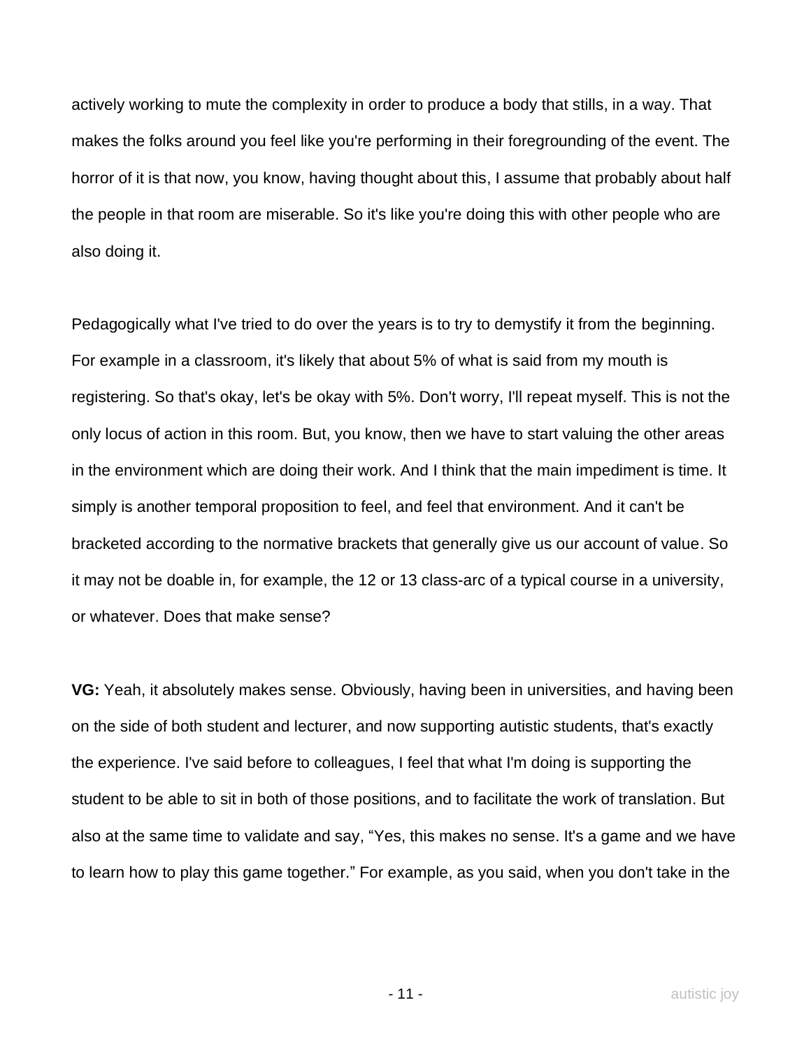actively working to mute the complexity in order to produce a body that stills, in a way. That makes the folks around you feel like you're performing in their foregrounding of the event. The horror of it is that now, you know, having thought about this, I assume that probably about half the people in that room are miserable. So it's like you're doing this with other people who are also doing it.

Pedagogically what I've tried to do over the years is to try to demystify it from the beginning. For example in a classroom, it's likely that about 5% of what is said from my mouth is registering. So that's okay, let's be okay with 5%. Don't worry, I'll repeat myself. This is not the only locus of action in this room. But, you know, then we have to start valuing the other areas in the environment which are doing their work. And I think that the main impediment is time. It simply is another temporal proposition to feel, and feel that environment. And it can't be bracketed according to the normative brackets that generally give us our account of value. So it may not be doable in, for example, the 12 or 13 class-arc of a typical course in a university, or whatever. Does that make sense?

**VG:** Yeah, it absolutely makes sense. Obviously, having been in universities, and having been on the side of both student and lecturer, and now supporting autistic students, that's exactly the experience. I've said before to colleagues, I feel that what I'm doing is supporting the student to be able to sit in both of those positions, and to facilitate the work of translation. But also at the same time to validate and say, "Yes, this makes no sense. It's a game and we have to learn how to play this game together." For example, as you said, when you don't take in the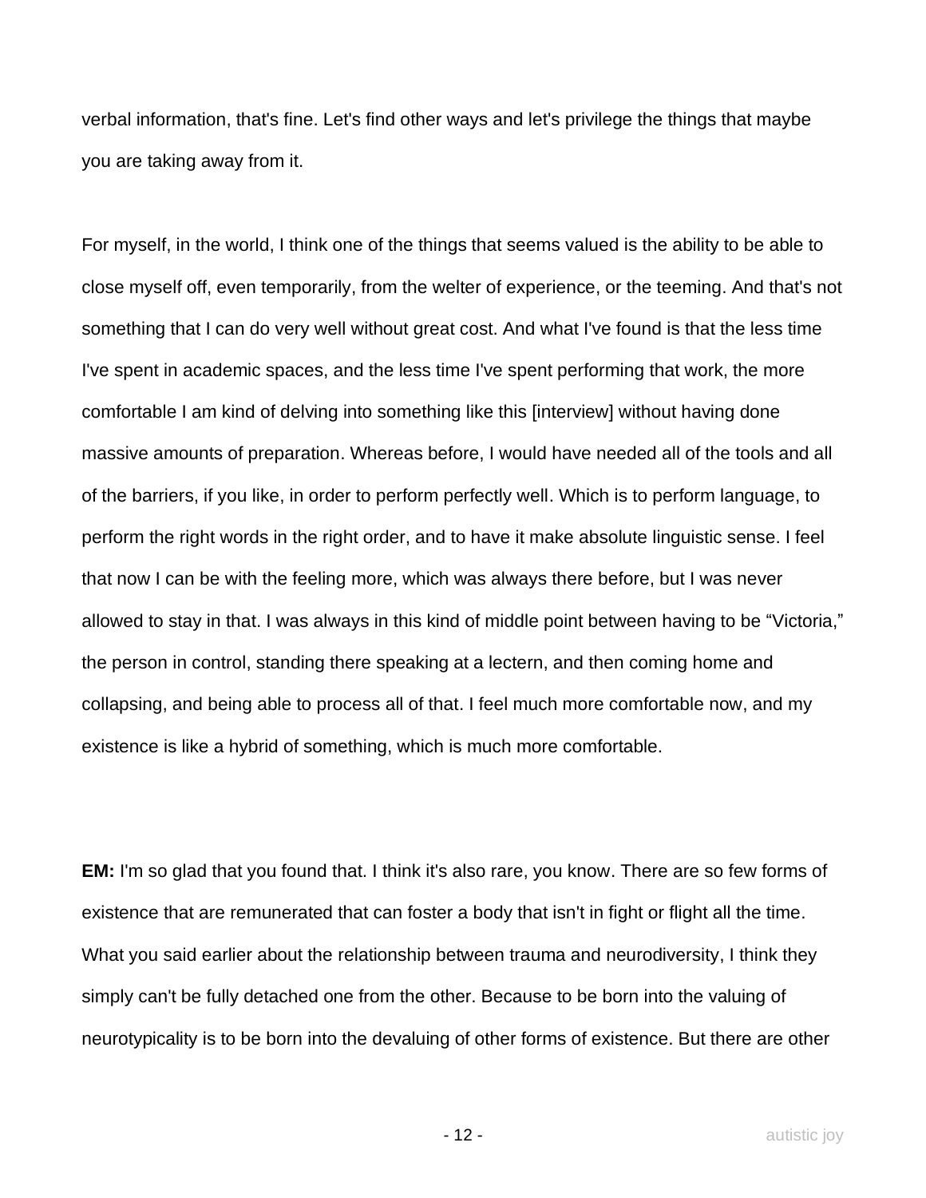verbal information, that's fine. Let's find other ways and let's privilege the things that maybe you are taking away from it.

For myself, in the world, I think one of the things that seems valued is the ability to be able to close myself off, even temporarily, from the welter of experience, or the teeming. And that's not something that I can do very well without great cost. And what I've found is that the less time I've spent in academic spaces, and the less time I've spent performing that work, the more comfortable I am kind of delving into something like this [interview] without having done massive amounts of preparation. Whereas before, I would have needed all of the tools and all of the barriers, if you like, in order to perform perfectly well. Which is to perform language, to perform the right words in the right order, and to have it make absolute linguistic sense. I feel that now I can be with the feeling more, which was always there before, but I was never allowed to stay in that. I was always in this kind of middle point between having to be "Victoria," the person in control, standing there speaking at a lectern, and then coming home and collapsing, and being able to process all of that. I feel much more comfortable now, and my existence is like a hybrid of something, which is much more comfortable.

**EM:** I'm so glad that you found that. I think it's also rare, you know. There are so few forms of existence that are remunerated that can foster a body that isn't in fight or flight all the time. What you said earlier about the relationship between trauma and neurodiversity, I think they simply can't be fully detached one from the other. Because to be born into the valuing of neurotypicality is to be born into the devaluing of other forms of existence. But there are other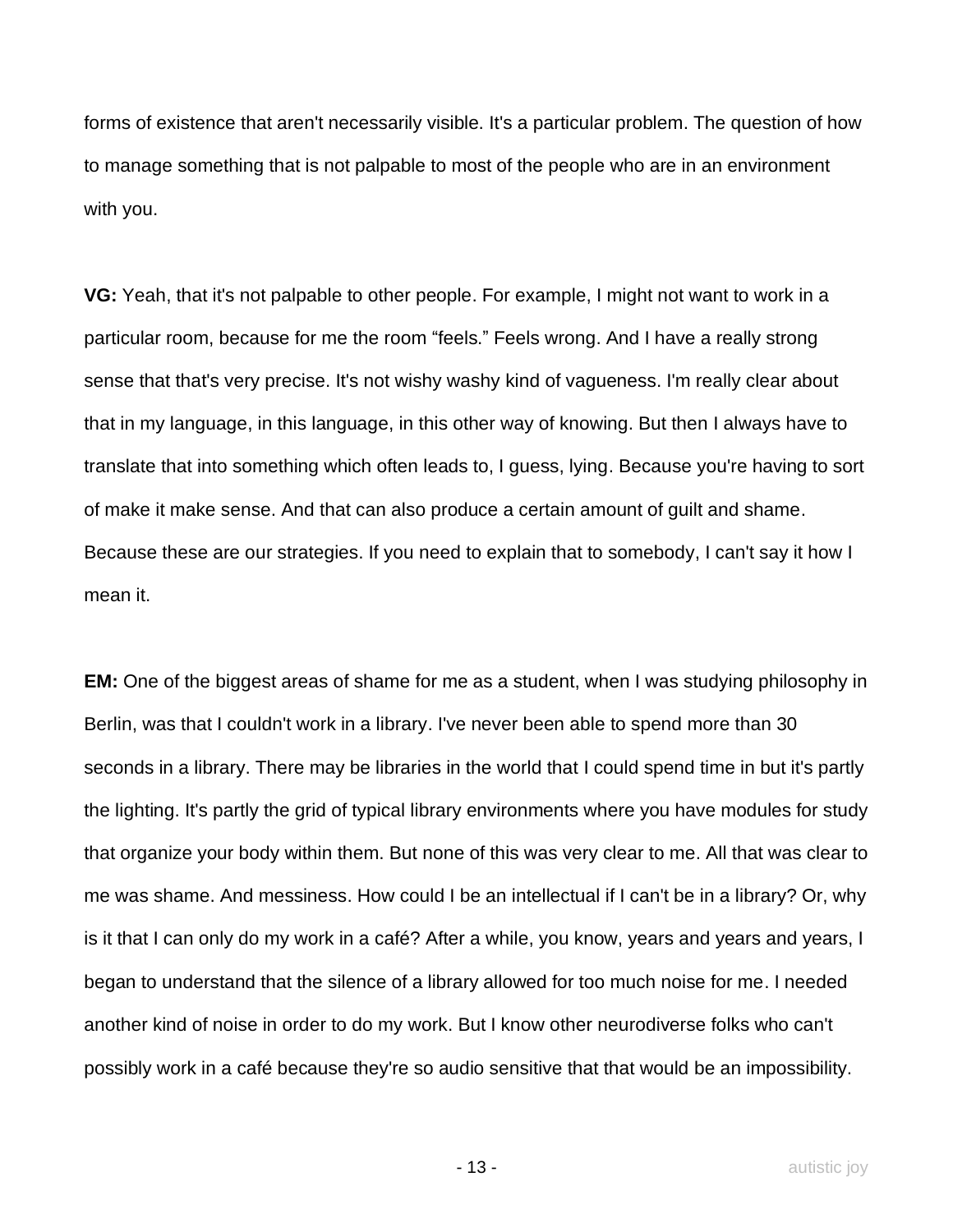forms of existence that aren't necessarily visible. It's a particular problem. The question of how to manage something that is not palpable to most of the people who are in an environment with you.

**VG:** Yeah, that it's not palpable to other people. For example, I might not want to work in a particular room, because for me the room "feels." Feels wrong. And I have a really strong sense that that's very precise. It's not wishy washy kind of vagueness. I'm really clear about that in my language, in this language, in this other way of knowing. But then I always have to translate that into something which often leads to, I guess, lying. Because you're having to sort of make it make sense. And that can also produce a certain amount of guilt and shame. Because these are our strategies. If you need to explain that to somebody, I can't say it how I mean it.

**EM:** One of the biggest areas of shame for me as a student, when I was studying philosophy in Berlin, was that I couldn't work in a library. I've never been able to spend more than 30 seconds in a library. There may be libraries in the world that I could spend time in but it's partly the lighting. It's partly the grid of typical library environments where you have modules for study that organize your body within them. But none of this was very clear to me. All that was clear to me was shame. And messiness. How could I be an intellectual if I can't be in a library? Or, why is it that I can only do my work in a café? After a while, you know, years and years and years, I began to understand that the silence of a library allowed for too much noise for me. I needed another kind of noise in order to do my work. But I know other neurodiverse folks who can't possibly work in a café because they're so audio sensitive that that would be an impossibility.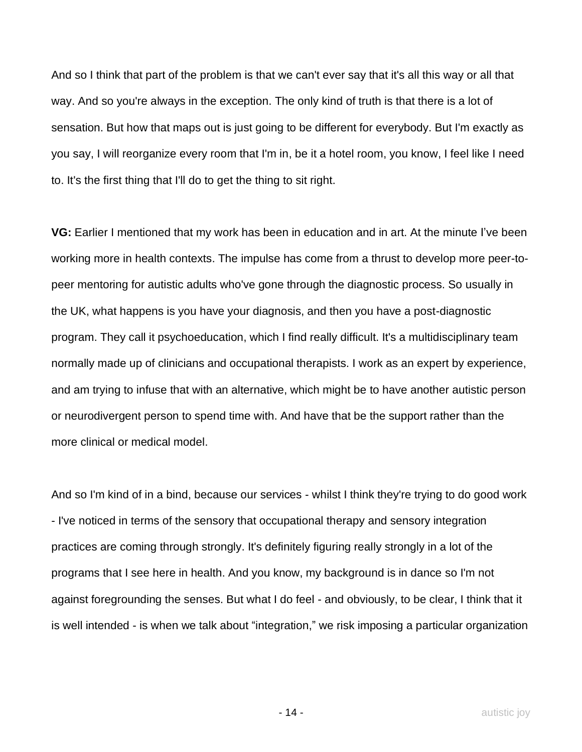And so I think that part of the problem is that we can't ever say that it's all this way or all that way. And so you're always in the exception. The only kind of truth is that there is a lot of sensation. But how that maps out is just going to be different for everybody. But I'm exactly as you say, I will reorganize every room that I'm in, be it a hotel room, you know, I feel like I need to. It's the first thing that I'll do to get the thing to sit right.

**VG:** Earlier I mentioned that my work has been in education and in art. At the minute I've been working more in health contexts. The impulse has come from a thrust to develop more peer-to-peer mentoring for autistic adults who've gone through the diagnostic process. So usually in the UK, what happens is you have your diagnosis, and then you have a post-diagnostic program. They call it psychoeducation, which I find really difficult. It's a multidisciplinary team normally made up of clinicians and occupational therapists. I work as an expert by experience, and am trying to infuse that with an alternative, which might be to have another autistic person or neurodivergent person to spend time with. And have that be the support rather than the more clinical or medical model.

And so I'm kind of in a bind, because our services - whilst I think they're trying to do good work - I've noticed in terms of the sensory that occupational therapy and sensory integration practices are coming through strongly. It's definitely figuring really strongly in a lot of the programs that I see here in health. And you know, my background is in dance so I'm not against foregrounding the senses. But what I do feel - and obviously, to be clear, I think that it is well intended - is when we talk about "integration," we risk imposing a particular organization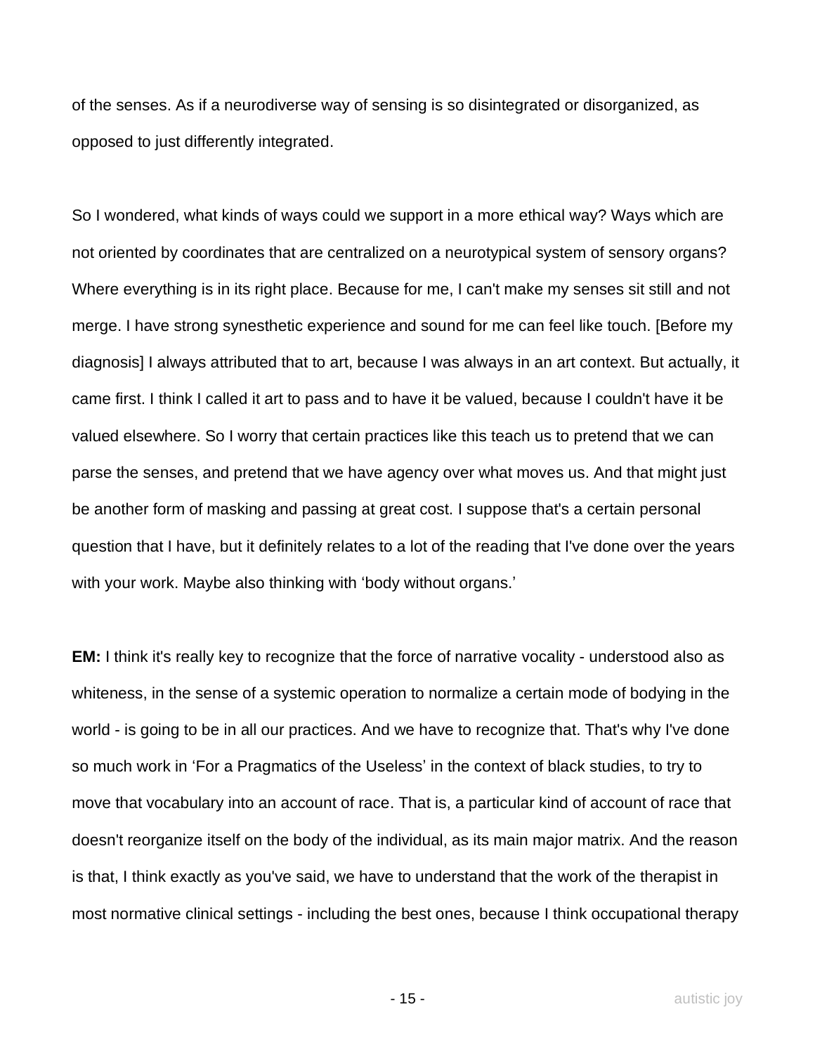of the senses. As if a neurodiverse way of sensing is so disintegrated or disorganized, as opposed to just differently integrated.

So I wondered, what kinds of ways could we support in a more ethical way? Ways which are not oriented by coordinates that are centralized on a neurotypical system of sensory organs? Where everything is in its right place. Because for me, I can't make my senses sit still and not merge. I have strong synesthetic experience and sound for me can feel like touch. [Before my diagnosis] I always attributed that to art, because I was always in an art context. But actually, it came first. I think I called it art to pass and to have it be valued, because I couldn't have it be valued elsewhere. So I worry that certain practices like this teach us to pretend that we can parse the senses, and pretend that we have agency over what moves us. And that might just be another form of masking and passing at great cost. I suppose that's a certain personal question that I have, but it definitely relates to a lot of the reading that I've done over the years with your work. Maybe also thinking with 'body without organs.'

**EM:** I think it's really key to recognize that the force of narrative vocality - understood also as whiteness, in the sense of a systemic operation to normalize a certain mode of bodying in the world - is going to be in all our practices. And we have to recognize that. That's why I've done so much work in 'For a Pragmatics of the Useless' in the context of black studies, to try to move that vocabulary into an account of race. That is, a particular kind of account of race that doesn't reorganize itself on the body of the individual, as its main major matrix. And the reason is that, I think exactly as you've said, we have to understand that the work of the therapist in most normative clinical settings - including the best ones, because I think occupational therapy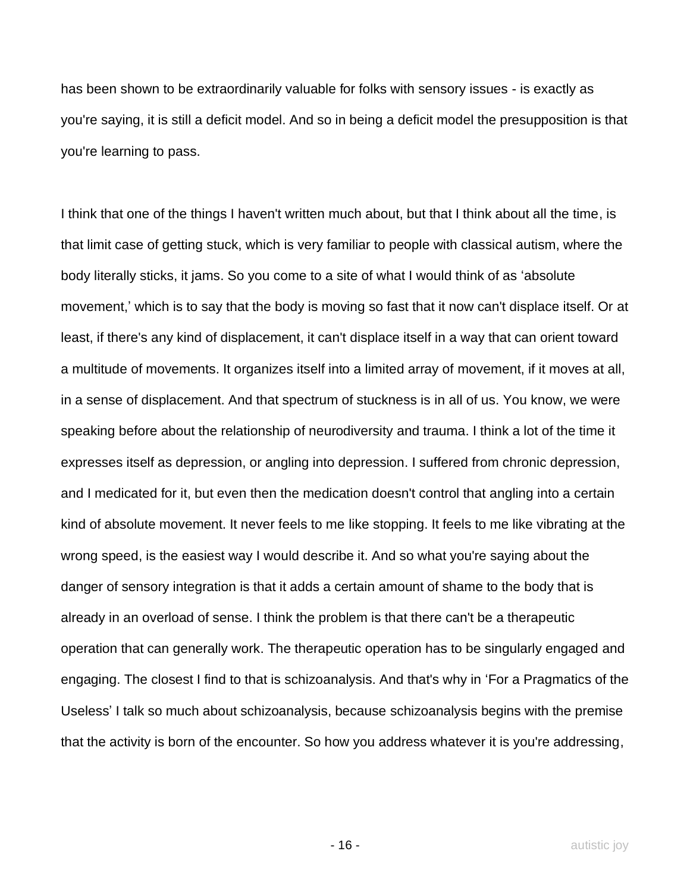has been shown to be extraordinarily valuable for folks with sensory issues - is exactly as you're saying, it is still a deficit model. And so in being a deficit model the presupposition is that you're learning to pass.

I think that one of the things I haven't written much about, but that I think about all the time, is that limit case of getting stuck, which is very familiar to people with classical autism, where the body literally sticks, it jams. So you come to a site of what I would think of as 'absolute movement,' which is to say that the body is moving so fast that it now can't displace itself. Or at least, if there's any kind of displacement, it can't displace itself in a way that can orient toward a multitude of movements. It organizes itself into a limited array of movement, if it moves at all, in a sense of displacement. And that spectrum of stuckness is in all of us. You know, we were speaking before about the relationship of neurodiversity and trauma. I think a lot of the time it expresses itself as depression, or angling into depression. I suffered from chronic depression, and I medicated for it, but even then the medication doesn't control that angling into a certain kind of absolute movement. It never feels to me like stopping. It feels to me like vibrating at the wrong speed, is the easiest way I would describe it. And so what you're saying about the danger of sensory integration is that it adds a certain amount of shame to the body that is already in an overload of sense. I think the problem is that there can't be a therapeutic operation that can generally work. The therapeutic operation has to be singularly engaged and engaging. The closest I find to that is schizoanalysis. And that's why in 'For a Pragmatics of the Useless' I talk so much about schizoanalysis, because schizoanalysis begins with the premise that the activity is born of the encounter. So how you address whatever it is you're addressing,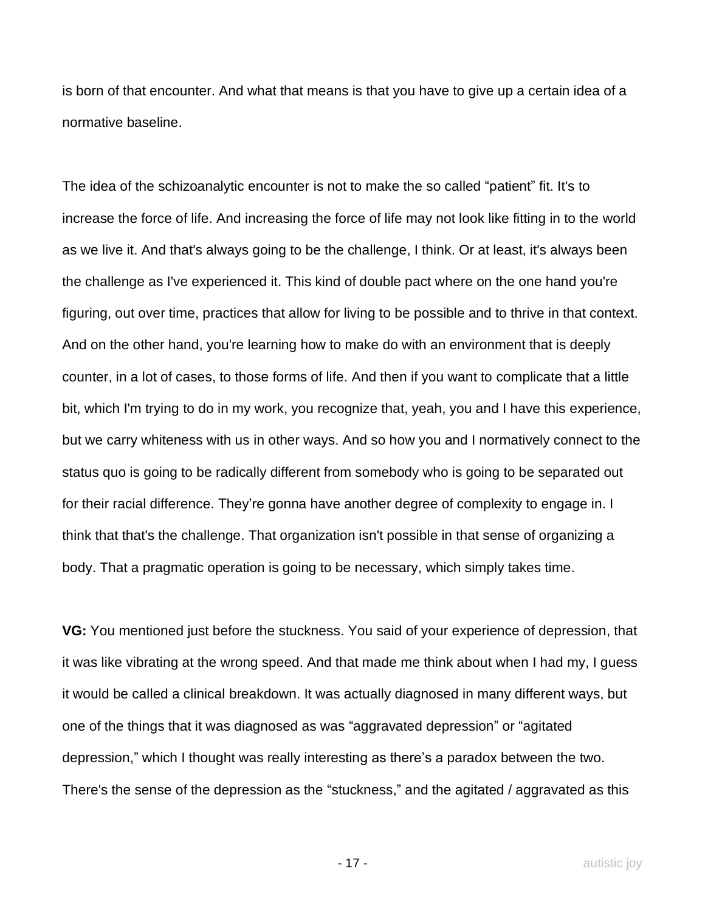is born of that encounter. And what that means is that you have to give up a certain idea of a normative baseline.

The idea of the schizoanalytic encounter is not to make the so called "patient" fit. It's to increase the force of life. And increasing the force of life may not look like fitting in to the world as we live it. And that's always going to be the challenge, I think. Or at least, it's always been the challenge as I've experienced it. This kind of double pact where on the one hand you're figuring, out over time, practices that allow for living to be possible and to thrive in that context. And on the other hand, you're learning how to make do with an environment that is deeply counter, in a lot of cases, to those forms of life. And then if you want to complicate that a little bit, which I'm trying to do in my work, you recognize that, yeah, you and I have this experience, but we carry whiteness with us in other ways. And so how you and I normatively connect to the status quo is going to be radically different from somebody who is going to be separated out for their racial difference. They're gonna have another degree of complexity to engage in. I think that that's the challenge. That organization isn't possible in that sense of organizing a body. That a pragmatic operation is going to be necessary, which simply takes time.

**VG:** You mentioned just before the stuckness. You said of your experience of depression, that it was like vibrating at the wrong speed. And that made me think about when I had my, I guess it would be called a clinical breakdown. It was actually diagnosed in many different ways, but one of the things that it was diagnosed as was "aggravated depression" or "agitated depression," which I thought was really interesting as there's a paradox between the two. There's the sense of the depression as the "stuckness," and the agitated / aggravated as this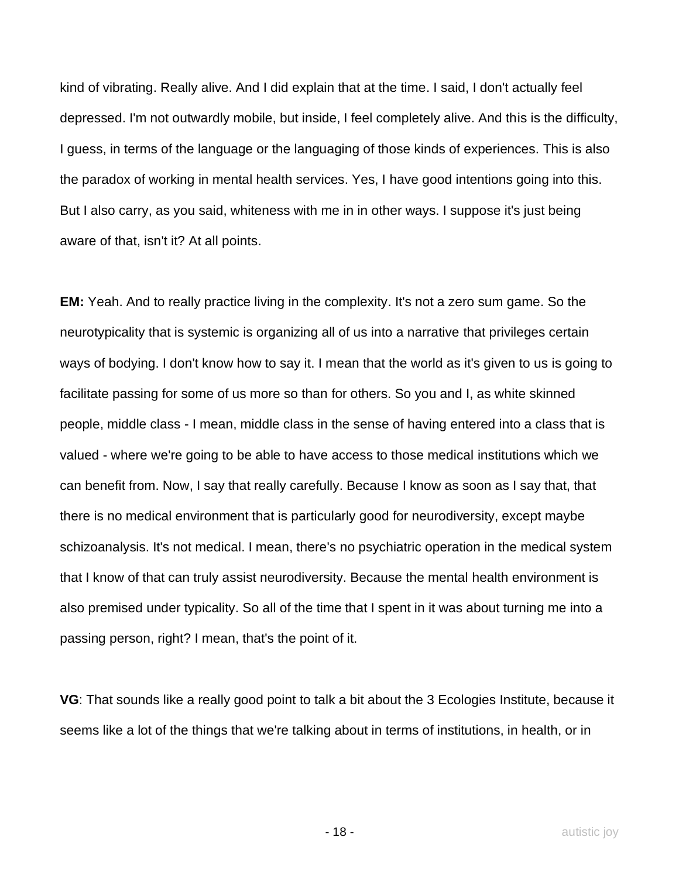kind of vibrating. Really alive. And I did explain that at the time. I said, I don't actually feel depressed. I'm not outwardly mobile, but inside, I feel completely alive. And this is the difficulty, I guess, in terms of the language or the languaging of those kinds of experiences. This is also the paradox of working in mental health services. Yes, I have good intentions going into this. But I also carry, as you said, whiteness with me in in other ways. I suppose it's just being aware of that, isn't it? At all points.

**EM:** Yeah. And to really practice living in the complexity. It's not a zero sum game. So the neurotypicality that is systemic is organizing all of us into a narrative that privileges certain ways of bodying. I don't know how to say it. I mean that the world as it's given to us is going to facilitate passing for some of us more so than for others. So you and I, as white skinned people, middle class - I mean, middle class in the sense of having entered into a class that is valued - where we're going to be able to have access to those medical institutions which we can benefit from. Now, I say that really carefully. Because I know as soon as I say that, that there is no medical environment that is particularly good for neurodiversity, except maybe schizoanalysis. It's not medical. I mean, there's no psychiatric operation in the medical system that I know of that can truly assist neurodiversity. Because the mental health environment is also premised under typicality. So all of the time that I spent in it was about turning me into a passing person, right? I mean, that's the point of it.

**VG**: That sounds like a really good point to talk a bit about the 3 Ecologies Institute, because it seems like a lot of the things that we're talking about in terms of institutions, in health, or in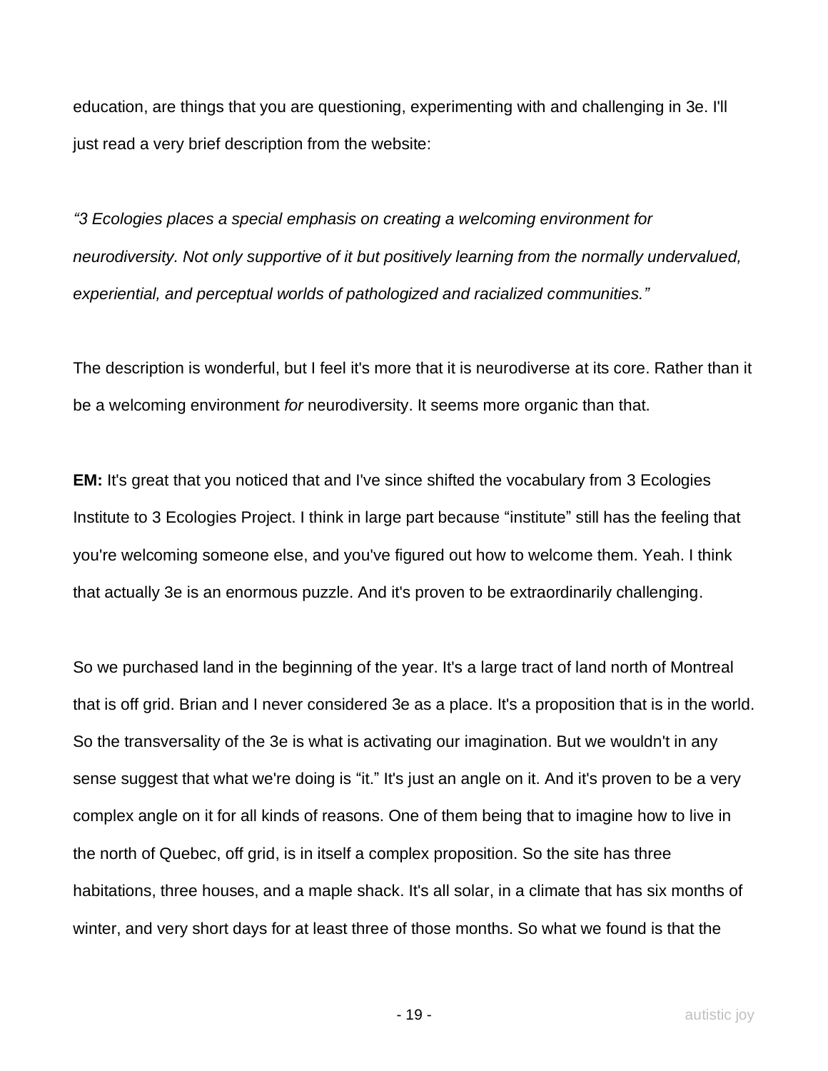education, are things that you are questioning, experimenting with and challenging in 3e. I'll just read a very brief description from the website:

*"3 Ecologies places a special emphasis on creating a welcoming environment for neurodiversity. Not only supportive of it but positively learning from the normally undervalued, experiential, and perceptual worlds of pathologized and racialized communities."*

The description is wonderful, but I feel it's more that it is neurodiverse at its core. Rather than it be a welcoming environment *for* neurodiversity. It seems more organic than that.

**EM:** It's great that you noticed that and I've since shifted the vocabulary from 3 Ecologies Institute to 3 Ecologies Project. I think in large part because "institute" still has the feeling that you're welcoming someone else, and you've figured out how to welcome them. Yeah. I think that actually 3e is an enormous puzzle. And it's proven to be extraordinarily challenging.

So we purchased land in the beginning of the year. It's a large tract of land north of Montreal that is off grid. Brian and I never considered 3e as a place. It's a proposition that is in the world. So the transversality of the 3e is what is activating our imagination. But we wouldn't in any sense suggest that what we're doing is "it." It's just an angle on it. And it's proven to be a very complex angle on it for all kinds of reasons. One of them being that to imagine how to live in the north of Quebec, off grid, is in itself a complex proposition. So the site has three habitations, three houses, and a maple shack. It's all solar, in a climate that has six months of winter, and very short days for at least three of those months. So what we found is that the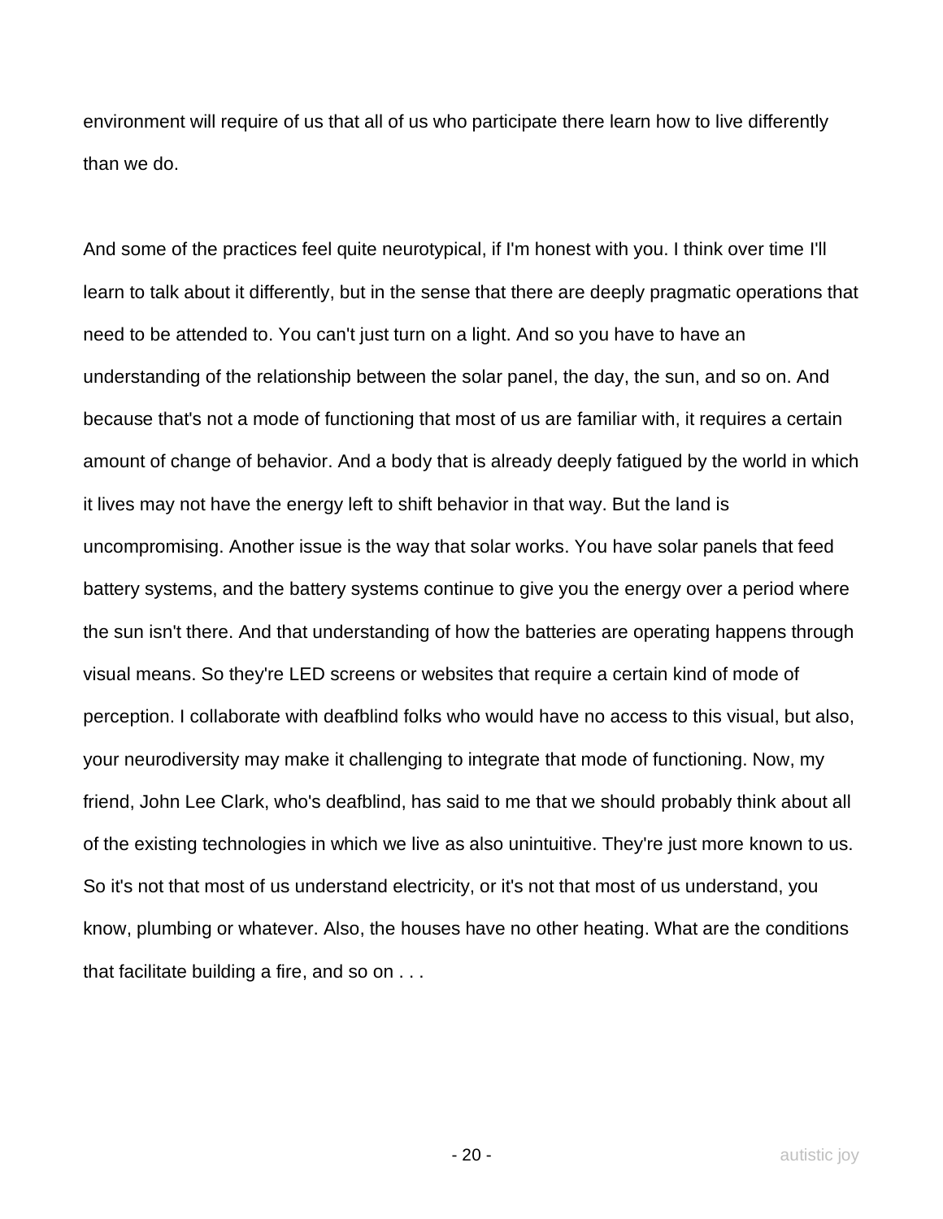environment will require of us that all of us who participate there learn how to live differently than we do.

And some of the practices feel quite neurotypical, if I'm honest with you. I think over time I'll learn to talk about it differently, but in the sense that there are deeply pragmatic operations that need to be attended to. You can't just turn on a light. And so you have to have an understanding of the relationship between the solar panel, the day, the sun, and so on. And because that's not a mode of functioning that most of us are familiar with, it requires a certain amount of change of behavior. And a body that is already deeply fatigued by the world in which it lives may not have the energy left to shift behavior in that way. But the land is uncompromising. Another issue is the way that solar works. You have solar panels that feed battery systems, and the battery systems continue to give you the energy over a period where the sun isn't there. And that understanding of how the batteries are operating happens through visual means. So they're LED screens or websites that require a certain kind of mode of perception. I collaborate with deafblind folks who would have no access to this visual, but also, your neurodiversity may make it challenging to integrate that mode of functioning. Now, my friend, John Lee Clark, who's deafblind, has said to me that we should probably think about all of the existing technologies in which we live as also unintuitive. They're just more known to us. So it's not that most of us understand electricity, or it's not that most of us understand, you know, plumbing or whatever. Also, the houses have no other heating. What are the conditions that facilitate building a fire, and so on . . .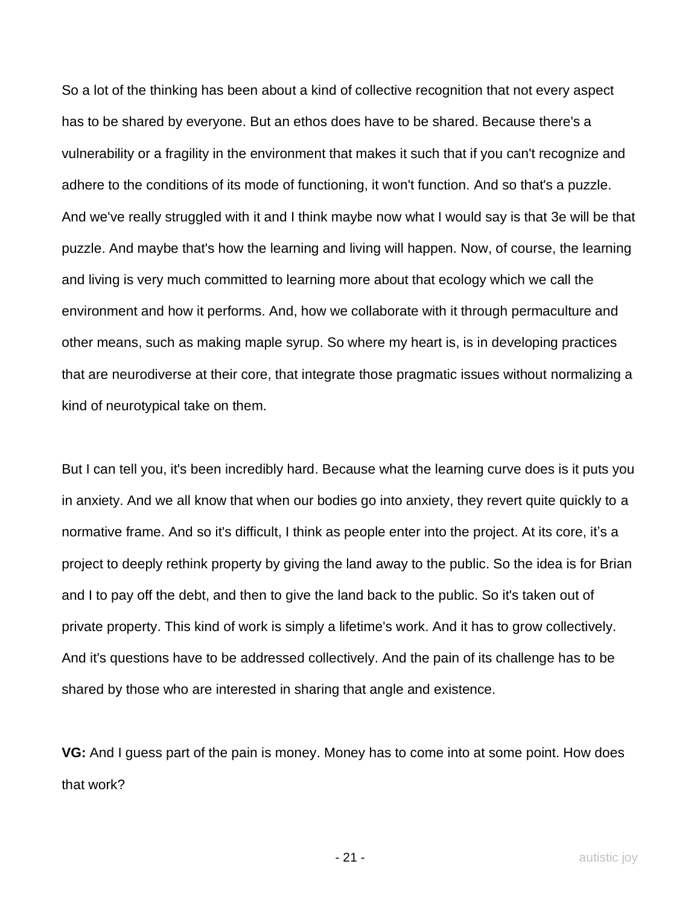So a lot of the thinking has been about a kind of collective recognition that not every aspect has to be shared by everyone. But an ethos does have to be shared. Because there's a vulnerability or a fragility in the environment that makes it such that if you can't recognize and adhere to the conditions of its mode of functioning, it won't function. And so that's a puzzle. And we've really struggled with it and I think maybe now what I would say is that 3e will be that puzzle. And maybe that's how the learning and living will happen. Now, of course, the learning and living is very much committed to learning more about that ecology which we call the environment and how it performs. And, how we collaborate with it through permaculture and other means, such as making maple syrup. So where my heart is, is in developing practices that are neurodiverse at their core, that integrate those pragmatic issues without normalizing a kind of neurotypical take on them.

But I can tell you, it's been incredibly hard. Because what the learning curve does is it puts you in anxiety. And we all know that when our bodies go into anxiety, they revert quite quickly to a normative frame. And so it's difficult, I think as people enter into the project. At its core, it's a project to deeply rethink property by giving the land away to the public. So the idea is for Brian and I to pay off the debt, and then to give the land back to the public. So it's taken out of private property. This kind of work is simply a lifetime's work. And it has to grow collectively. And it's questions have to be addressed collectively. And the pain of its challenge has to be shared by those who are interested in sharing that angle and existence.

**VG:** And I guess part of the pain is money. Money has to come into at some point. How does that work?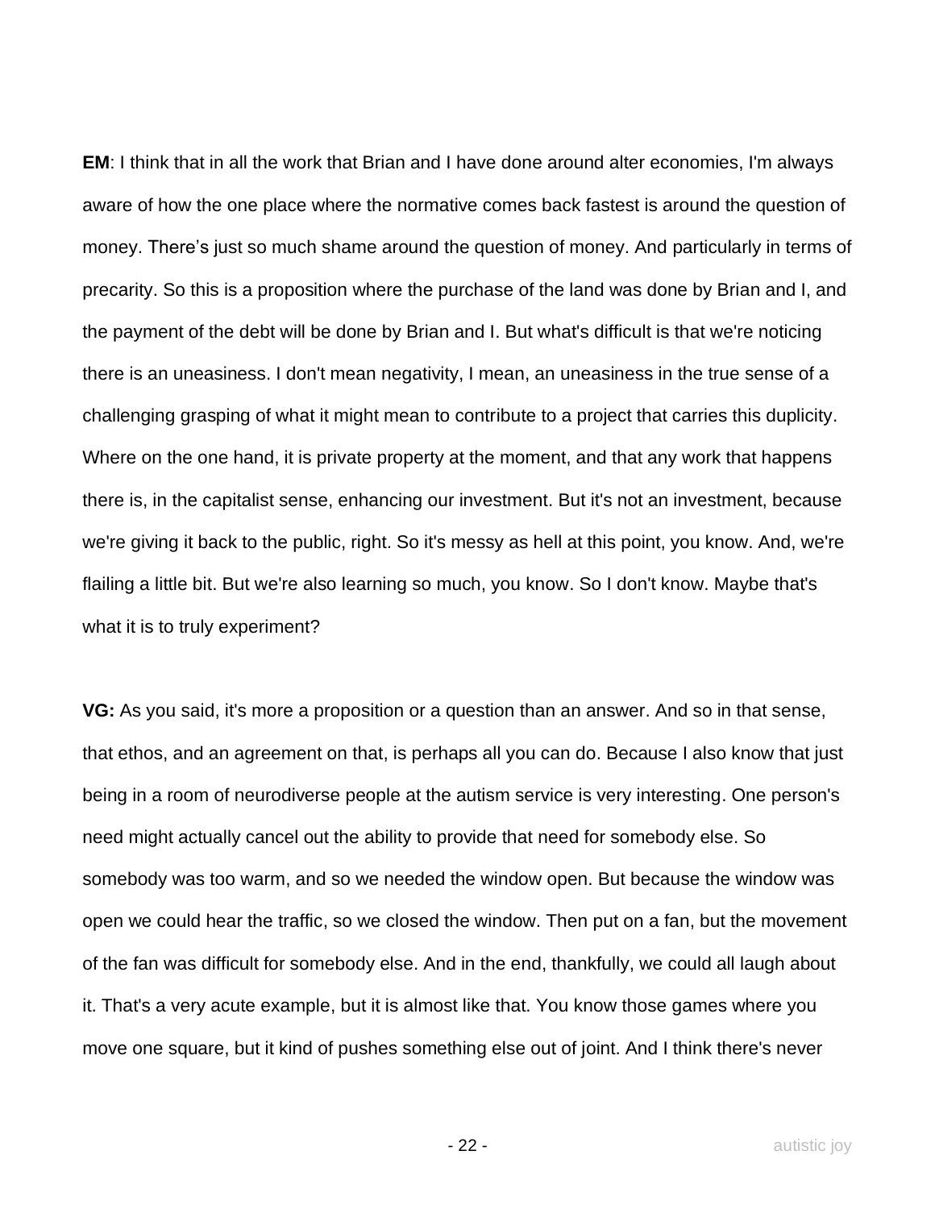**EM**: I think that in all the work that Brian and I have done around alter economies, I'm always aware of how the one place where the normative comes back fastest is around the question of money. There's just so much shame around the question of money. And particularly in terms of precarity. So this is a proposition where the purchase of the land was done by Brian and I, and the payment of the debt will be done by Brian and I. But what's difficult is that we're noticing there is an uneasiness. I don't mean negativity, I mean, an uneasiness in the true sense of a challenging grasping of what it might mean to contribute to a project that carries this duplicity. Where on the one hand, it is private property at the moment, and that any work that happens there is, in the capitalist sense, enhancing our investment. But it's not an investment, because we're giving it back to the public, right. So it's messy as hell at this point, you know. And, we're flailing a little bit. But we're also learning so much, you know. So I don't know. Maybe that's what it is to truly experiment?

**VG:** As you said, it's more a proposition or a question than an answer. And so in that sense, that ethos, and an agreement on that, is perhaps all you can do. Because I also know that just being in a room of neurodiverse people at the autism service is very interesting. One person's need might actually cancel out the ability to provide that need for somebody else. So somebody was too warm, and so we needed the window open. But because the window was open we could hear the traffic, so we closed the window. Then put on a fan, but the movement of the fan was difficult for somebody else. And in the end, thankfully, we could all laugh about it. That's a very acute example, but it is almost like that. You know those games where you move one square, but it kind of pushes something else out of joint. And I think there's never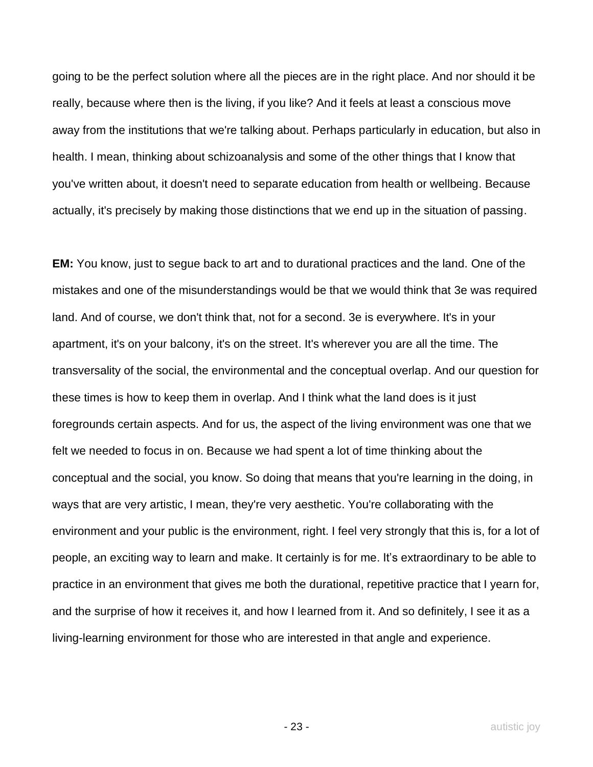going to be the perfect solution where all the pieces are in the right place. And nor should it be really, because where then is the living, if you like? And it feels at least a conscious move away from the institutions that we're talking about. Perhaps particularly in education, but also in health. I mean, thinking about schizoanalysis and some of the other things that I know that you've written about, it doesn't need to separate education from health or wellbeing. Because actually, it's precisely by making those distinctions that we end up in the situation of passing.

**EM:** You know, just to segue back to art and to durational practices and the land. One of the mistakes and one of the misunderstandings would be that we would think that 3e was required land. And of course, we don't think that, not for a second. 3e is everywhere. It's in your apartment, it's on your balcony, it's on the street. It's wherever you are all the time. The transversality of the social, the environmental and the conceptual overlap. And our question for these times is how to keep them in overlap. And I think what the land does is it just foregrounds certain aspects. And for us, the aspect of the living environment was one that we felt we needed to focus in on. Because we had spent a lot of time thinking about the conceptual and the social, you know. So doing that means that you're learning in the doing, in ways that are very artistic, I mean, they're very aesthetic. You're collaborating with the environment and your public is the environment, right. I feel very strongly that this is, for a lot of people, an exciting way to learn and make. It certainly is for me. It's extraordinary to be able to practice in an environment that gives me both the durational, repetitive practice that I yearn for, and the surprise of how it receives it, and how I learned from it. And so definitely, I see it as a living-learning environment for those who are interested in that angle and experience.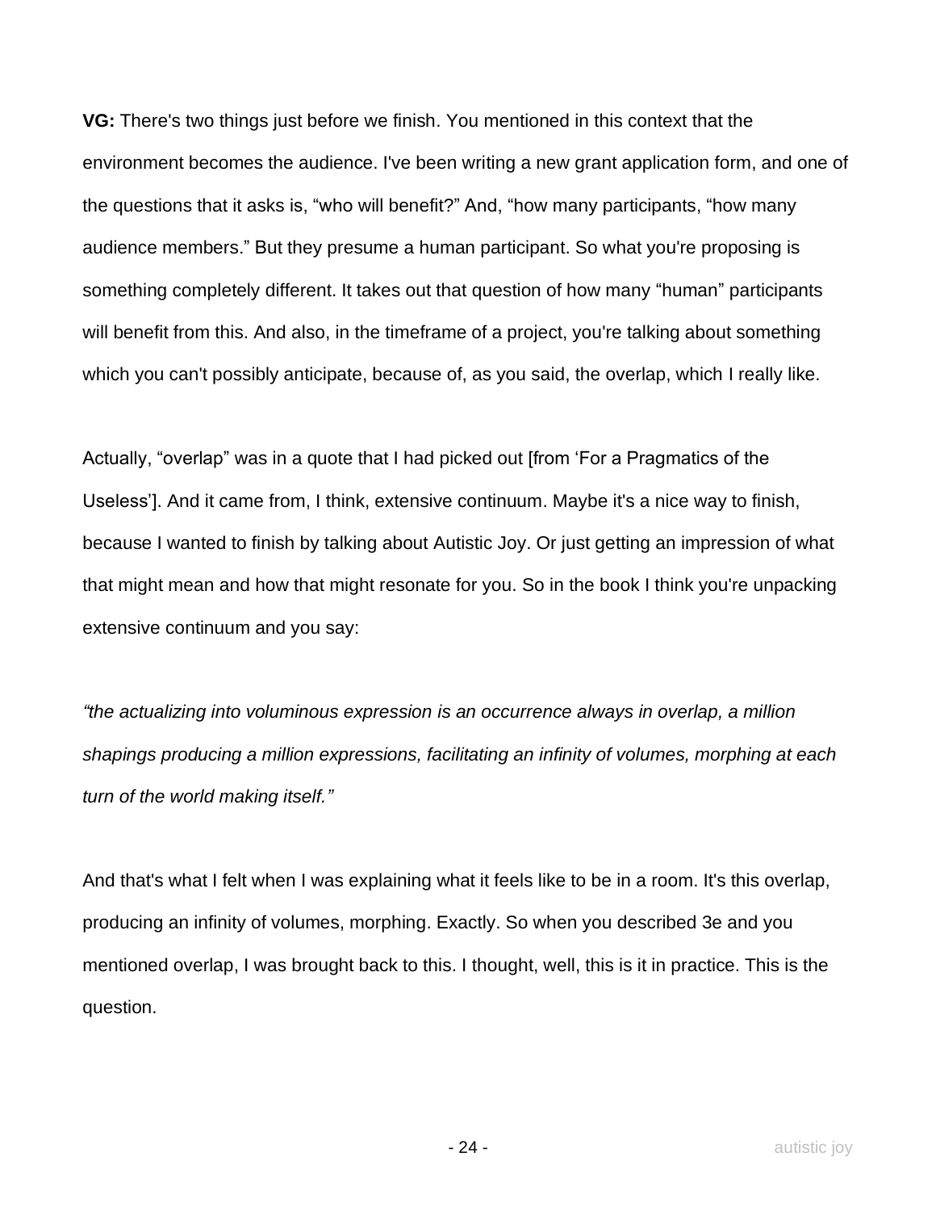**VG:** There's two things just before we finish. You mentioned in this context that the environment becomes the audience. I've been writing a new grant application form, and one of the questions that it asks is, “who will benefit?” And, “how many participants, “how many audience members.” But they presume a human participant. So what you're proposing is something completely different. It takes out that question of how many “human” participants will benefit from this. And also, in the timeframe of a project, you're talking about something which you can't possibly anticipate, because of, as you said, the overlap, which I really like.

Actually, “overlap” was in a quote that I had picked out [from ‘For a Pragmatics of the Useless’]. And it came from, I think, extensive continuum. Maybe it's a nice way to finish, because I wanted to finish by talking about Autistic Joy. Or just getting an impression of what that might mean and how that might resonate for you. So in the book I think you're unpacking extensive continuum and you say:

*“the actualizing into voluminous expression is an occurrence always in overlap, a million shapings producing a million expressions, facilitating an infinity of volumes, morphing at each turn of the world making itself.”*

And that's what I felt when I was explaining what it feels like to be in a room. It's this overlap, producing an infinity of volumes, morphing. Exactly. So when you described 3e and you mentioned overlap, I was brought back to this. I thought, well, this is it in practice. This is the question.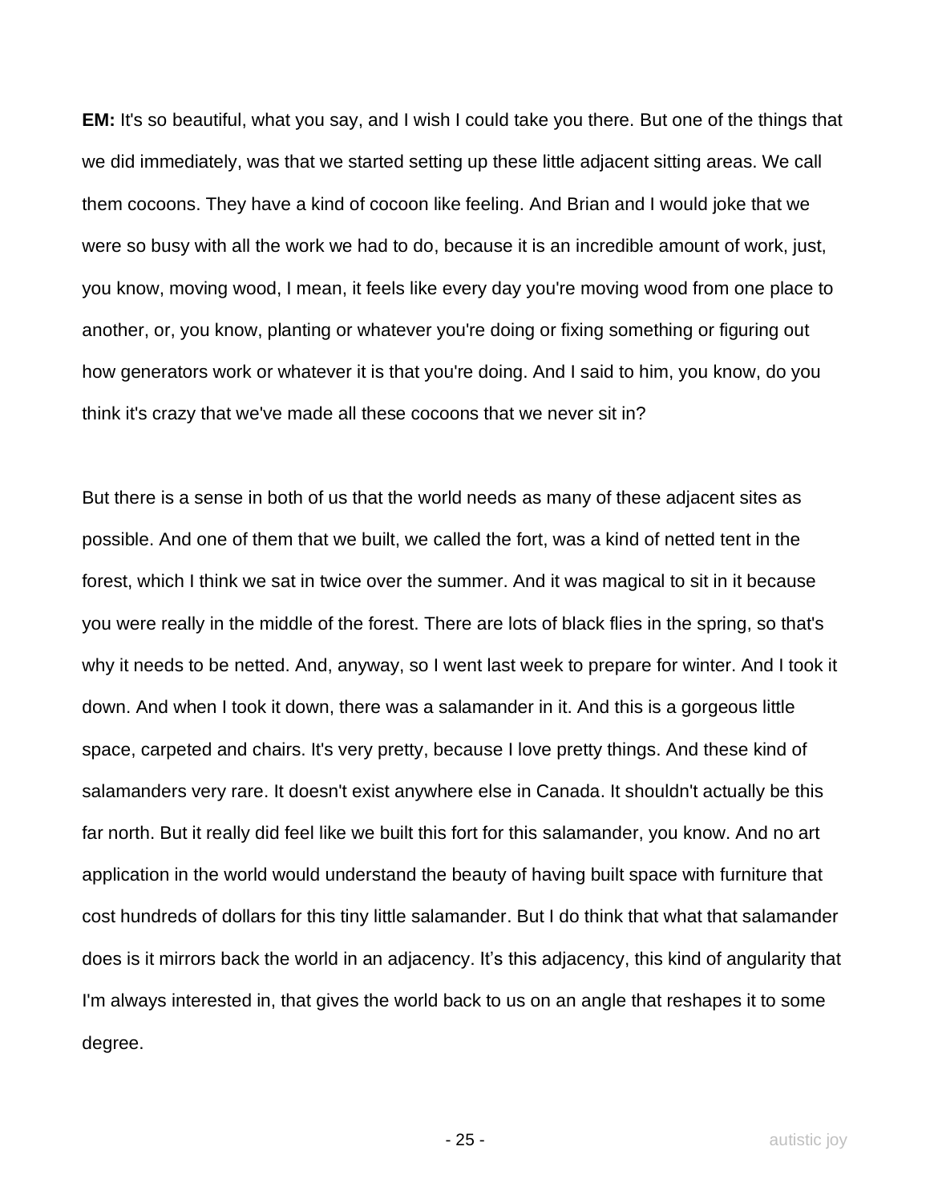**EM:** It's so beautiful, what you say, and I wish I could take you there. But one of the things that we did immediately, was that we started setting up these little adjacent sitting areas. We call them cocoons. They have a kind of cocoon like feeling. And Brian and I would joke that we were so busy with all the work we had to do, because it is an incredible amount of work, just, you know, moving wood, I mean, it feels like every day you're moving wood from one place to another, or, you know, planting or whatever you're doing or fixing something or figuring out how generators work or whatever it is that you're doing. And I said to him, you know, do you think it's crazy that we've made all these cocoons that we never sit in?

But there is a sense in both of us that the world needs as many of these adjacent sites as possible. And one of them that we built, we called the fort, was a kind of netted tent in the forest, which I think we sat in twice over the summer. And it was magical to sit in it because you were really in the middle of the forest. There are lots of black flies in the spring, so that's why it needs to be netted. And, anyway, so I went last week to prepare for winter. And I took it down. And when I took it down, there was a salamander in it. And this is a gorgeous little space, carpeted and chairs. It's very pretty, because I love pretty things. And these kind of salamanders very rare. It doesn't exist anywhere else in Canada. It shouldn't actually be this far north. But it really did feel like we built this fort for this salamander, you know. And no art application in the world would understand the beauty of having built space with furniture that cost hundreds of dollars for this tiny little salamander. But I do think that what that salamander does is it mirrors back the world in an adjacency. It's this adjacency, this kind of angularity that I'm always interested in, that gives the world back to us on an angle that reshapes it to some degree.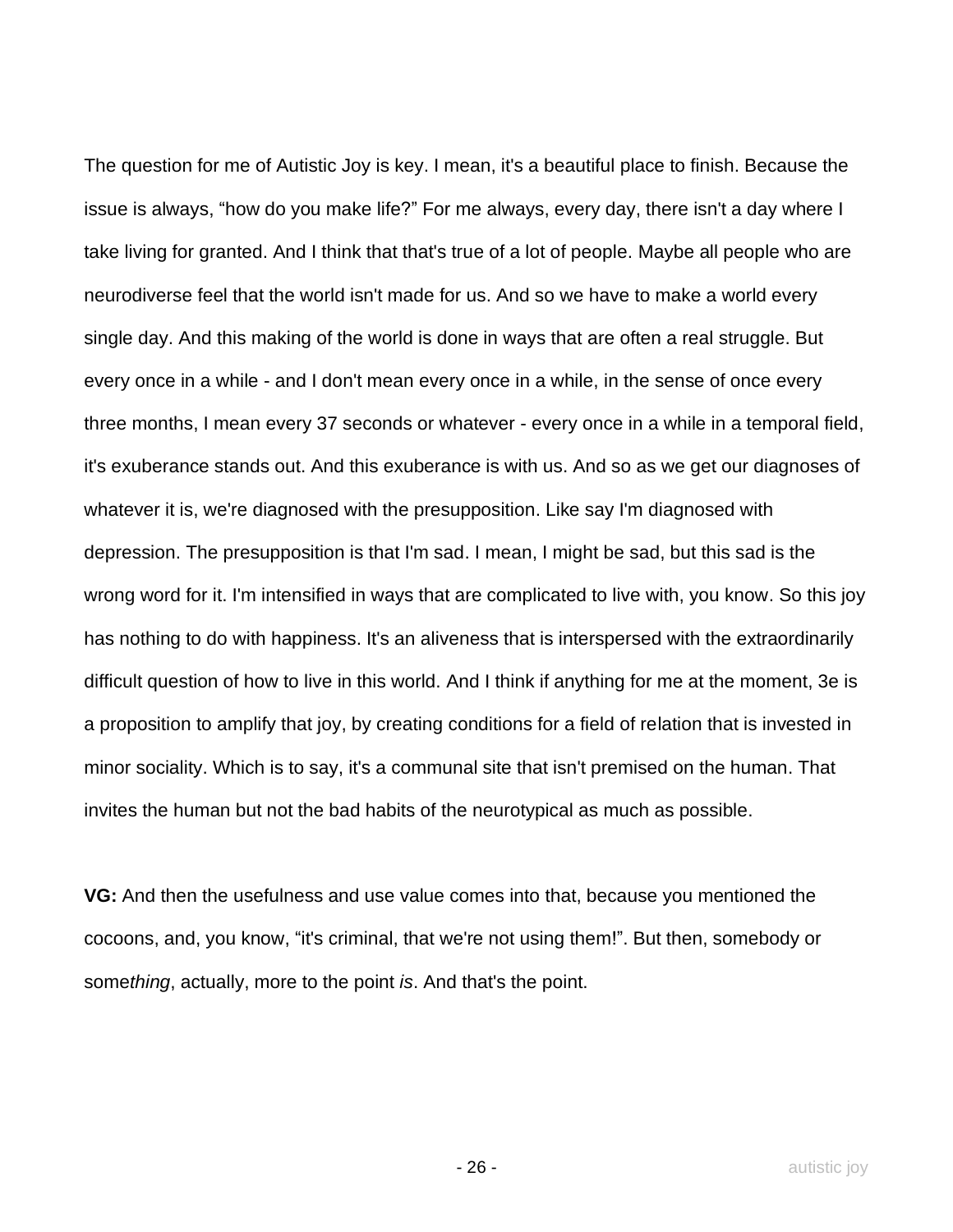The question for me of Autistic Joy is key. I mean, it's a beautiful place to finish. Because the issue is always, "how do you make life?" For me always, every day, there isn't a day where I take living for granted. And I think that that's true of a lot of people. Maybe all people who are neurodiverse feel that the world isn't made for us. And so we have to make a world every single day. And this making of the world is done in ways that are often a real struggle. But every once in a while - and I don't mean every once in a while, in the sense of once every three months, I mean every 37 seconds or whatever - every once in a while in a temporal field, it's exuberance stands out. And this exuberance is with us. And so as we get our diagnoses of whatever it is, we're diagnosed with the presupposition. Like say I'm diagnosed with depression. The presupposition is that I'm sad. I mean, I might be sad, but this sad is the wrong word for it. I'm intensified in ways that are complicated to live with, you know. So this joy has nothing to do with happiness. It's an aliveness that is interspersed with the extraordinarily difficult question of how to live in this world. And I think if anything for me at the moment, 3e is a proposition to amplify that joy, by creating conditions for a field of relation that is invested in minor sociality. Which is to say, it's a communal site that isn't premised on the human. That invites the human but not the bad habits of the neurotypical as much as possible.

**VG:** And then the usefulness and use value comes into that, because you mentioned the cocoons, and, you know, "it's criminal, that we're not using them!". But then, somebody or some*thing*, actually, more to the point *is*. And that's the point.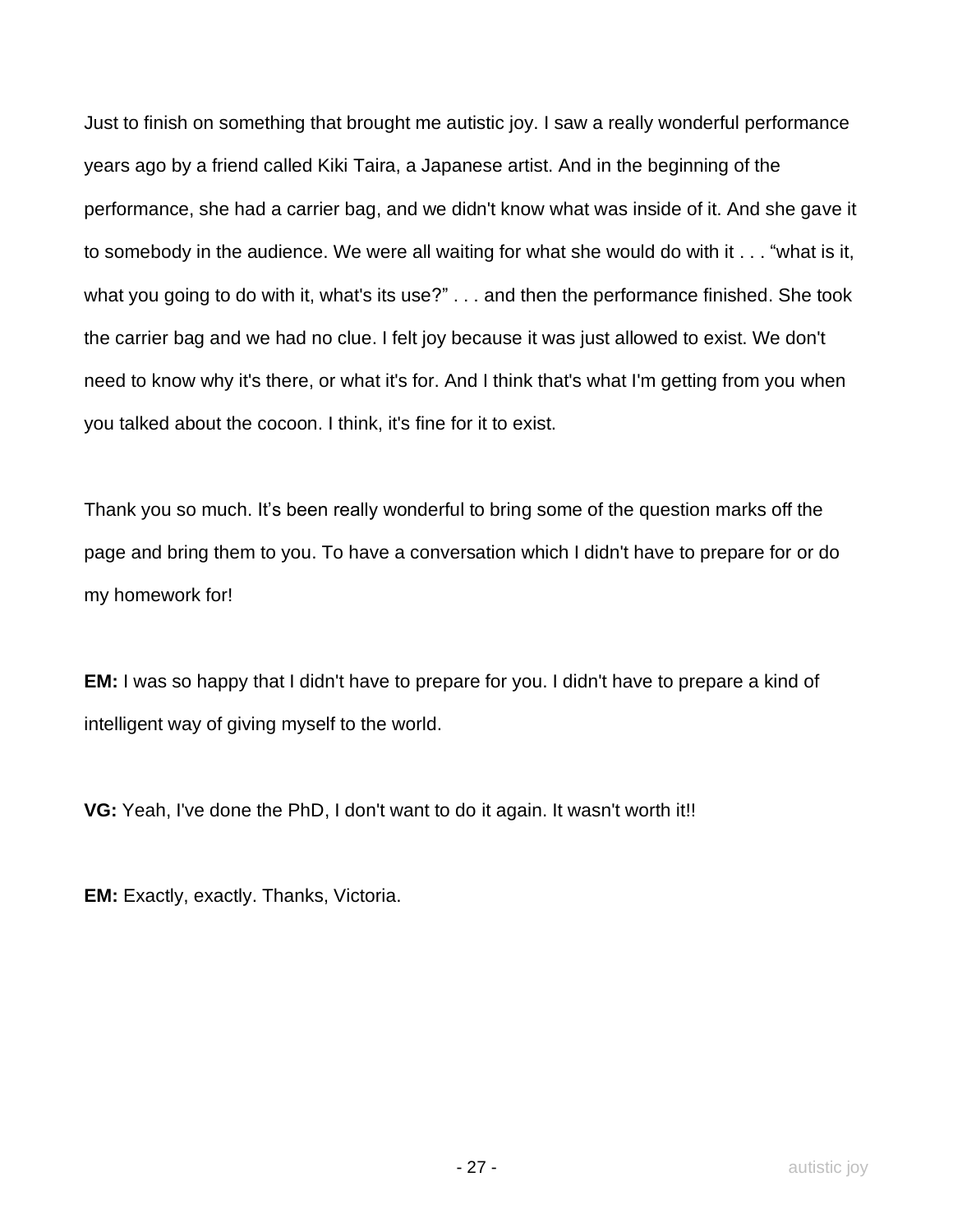Just to finish on something that brought me autistic joy. I saw a really wonderful performance years ago by a friend called Kiki Taira, a Japanese artist. And in the beginning of the performance, she had a carrier bag, and we didn't know what was inside of it. And she gave it to somebody in the audience. We were all waiting for what she would do with it . . . "what is it, what you going to do with it, what's its use?" . . . and then the performance finished. She took the carrier bag and we had no clue. I felt joy because it was just allowed to exist. We don't need to know why it's there, or what it's for. And I think that's what I'm getting from you when you talked about the cocoon. I think, it's fine for it to exist.

Thank you so much. It's been really wonderful to bring some of the question marks off the page and bring them to you. To have a conversation which I didn't have to prepare for or do my homework for!

**EM:** I was so happy that I didn't have to prepare for you. I didn't have to prepare a kind of intelligent way of giving myself to the world.

**VG:** Yeah, I've done the PhD, I don't want to do it again. It wasn't worth it!!

**EM:** Exactly, exactly. Thanks, Victoria.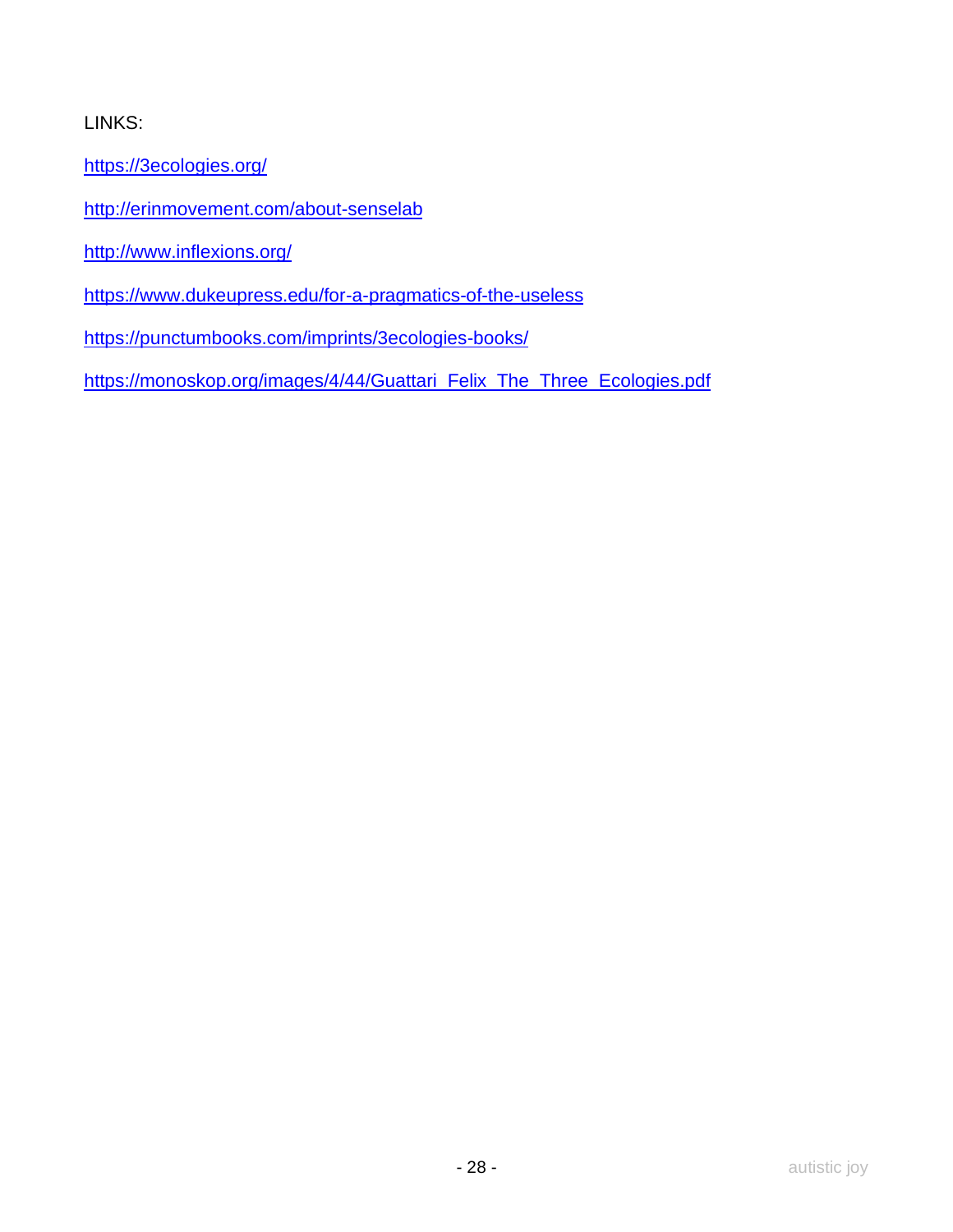LINKS:

https://3ecologies.org/

http://erinmovement.com/about-senselab

http://www.inflexions.org/

https://www.dukeupress.edu/for-a-pragmatics-of-the-useless

https://punctumbooks.com/imprints/3ecologies-books/

https://monoskop.org/images/4/44/Guattari_Felix_The_Three_Ecologies.pdf